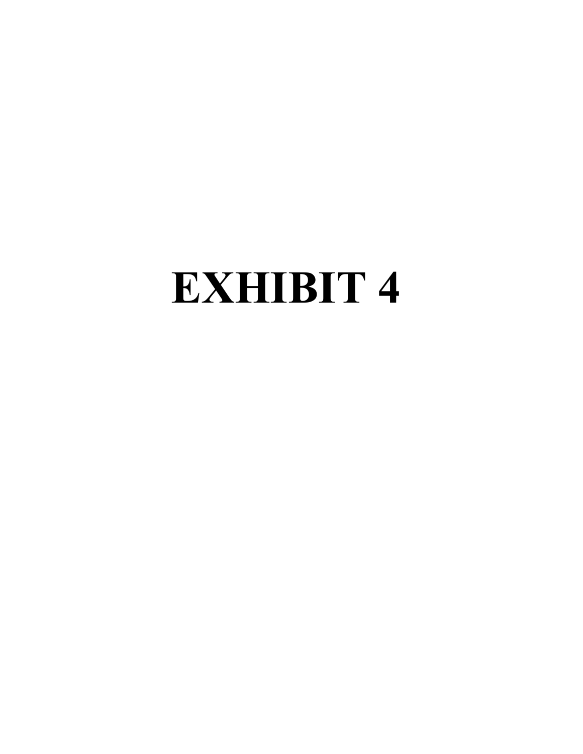# EXHIBIT 4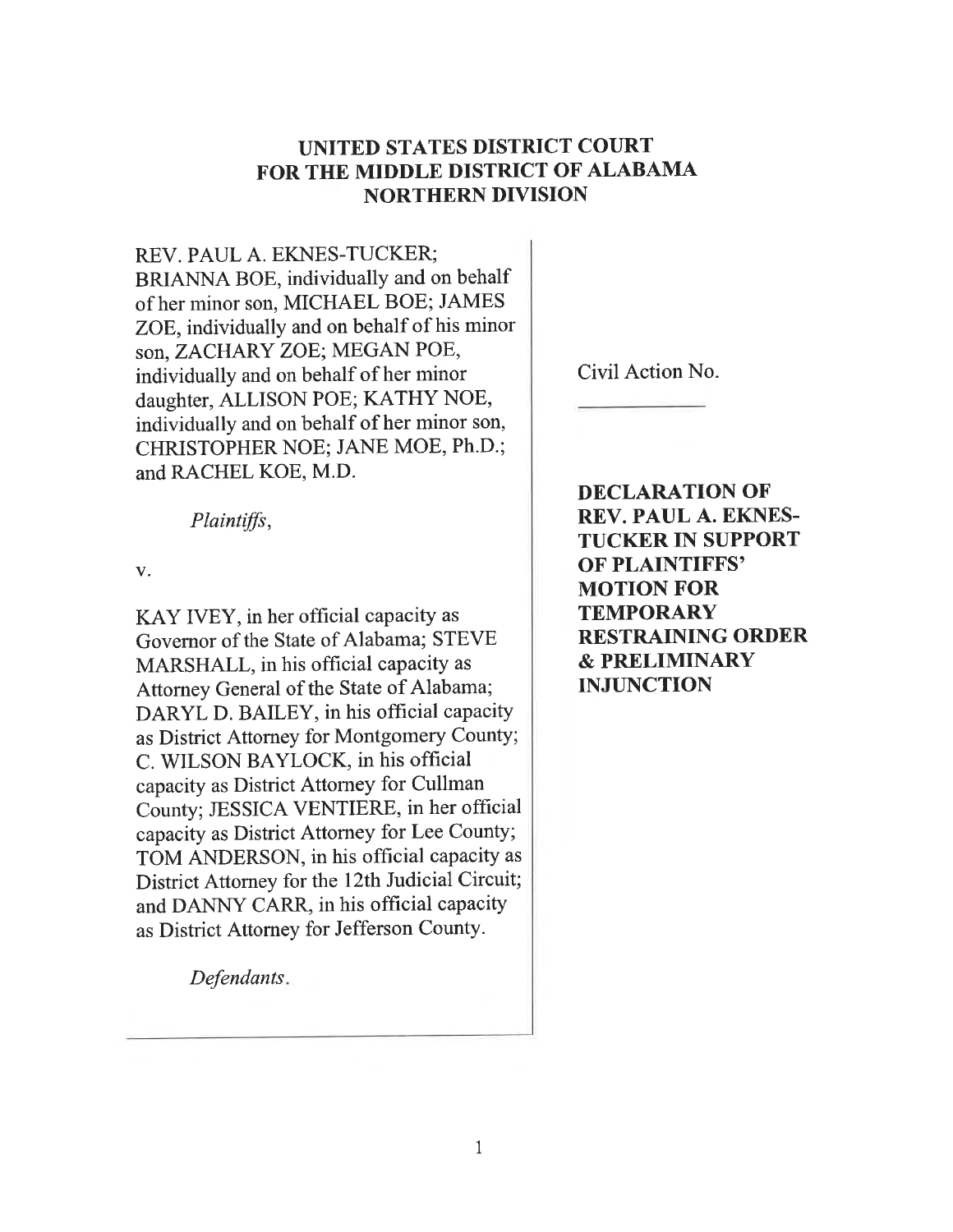# UNITED STATES DISTRICT COURT
# FOR THE MIDDLE DISTRICT OF ALABAMA
# NORTHERN DIVISION

REV. PAUL A. EKNES-TUCKER; BRIANNA BOE, individually and on behalf of her minor son, MICHAEL BOE; JAMES ZOE, individually and on behalf of his minor son, ZACHARY ZOE; MEGAN POE, individually and on behalf of her minor daughter, ALLISON POE; KATHY NOE, individually and on behalf of her minor son, CHRISTOPHER NOE; JANE MOE, Ph.D.; and RACHEL KOE, M.D.

*Plaintiffs*,

v.

KAY IVEY, in her official capacity as Governor of the State of Alabama; STEVE MARSHALL, in his official capacity as Attorney General of the State of Alabama; DARYL D. BAILEY, in his official capacity as District Attorney for Montgomery County; C. WILSON BAYLOCK, in his official capacity as District Attorney for Cullman County; JESSICA VENTIERE, in her official capacity as District Attorney for Lee County; TOM ANDERSON, in his official capacity as District Attorney for the 12th Judicial Circuit; and DANNY CARR, in his official capacity as District Attorney for Jefferson County.

*Defendants*.

Civil Action No. ___________

**DECLARATION OF REV. PAUL A. EKNES-TUCKER IN SUPPORT OF PLAINTIFFS' MOTION FOR TEMPORARY RESTRAINING ORDER & PRELIMINARY INJUNCTION**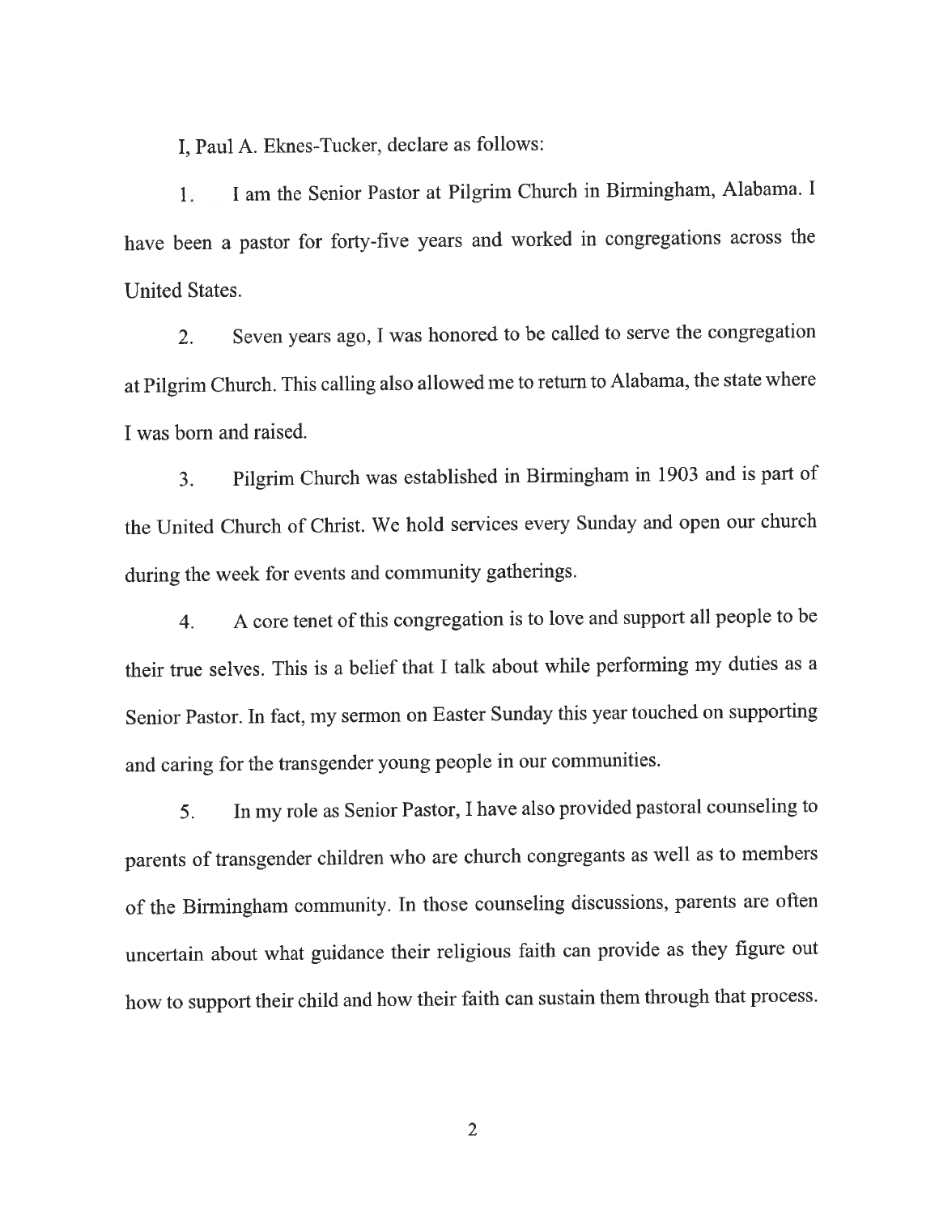I, Paul A. Eknes-Tucker, declare as follows:

1. I am the Senior Pastor at Pilgrim Church in Birmingham, Alabama. I have been a pastor for forty-five years and worked in congregations across the United States.

2. Seven years ago, I was honored to be called to serve the congregation at Pilgrim Church. This calling also allowed me to return to Alabama, the state where I was born and raised.

3. Pilgrim Church was established in Birmingham in 1903 and is part of the United Church of Christ. We hold services every Sunday and open our church during the week for events and community gatherings.

4. A core tenet of this congregation is to love and support all people to be their true selves. This is a belief that I talk about while performing my duties as a Senior Pastor. In fact, my sermon on Easter Sunday this year touched on supporting and caring for the transgender young people in our communities.

5. In my role as Senior Pastor, I have also provided pastoral counseling to parents of transgender children who are church congregants as well as to members of the Birmingham community. In those counseling discussions, parents are often uncertain about what guidance their religious faith can provide as they figure out how to support their child and how their faith can sustain them through that process.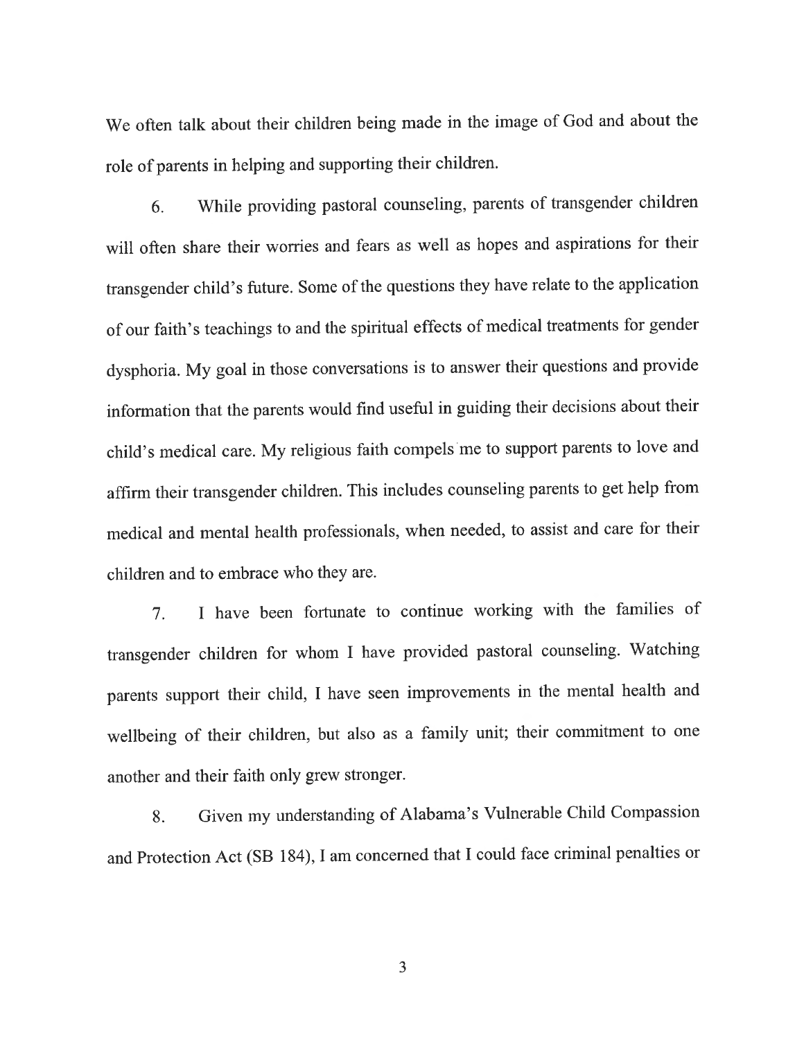We often talk about their children being made in the image of God and about the role of parents in helping and supporting their children.

6. While providing pastoral counseling, parents of transgender children will often share their worries and fears as well as hopes and aspirations for their transgender child's future. Some of the questions they have relate to the application of our faith's teachings to and the spiritual effects of medical treatments for gender dysphoria. My goal in those conversations is to answer their questions and provide information that the parents would find useful in guiding their decisions about their child's medical care. My religious faith compels me to support parents to love and affirm their transgender children. This includes counseling parents to get help from medical and mental health professionals, when needed, to assist and care for their children and to embrace who they are.

7. I have been fortunate to continue working with the families of transgender children for whom I have provided pastoral counseling. Watching parents support their child, I have seen improvements in the mental health and wellbeing of their children, but also as a family unit; their commitment to one another and their faith only grew stronger.

8. Given my understanding of Alabama's Vulnerable Child Compassion and Protection Act (SB 184), I am concerned that I could face criminal penalties or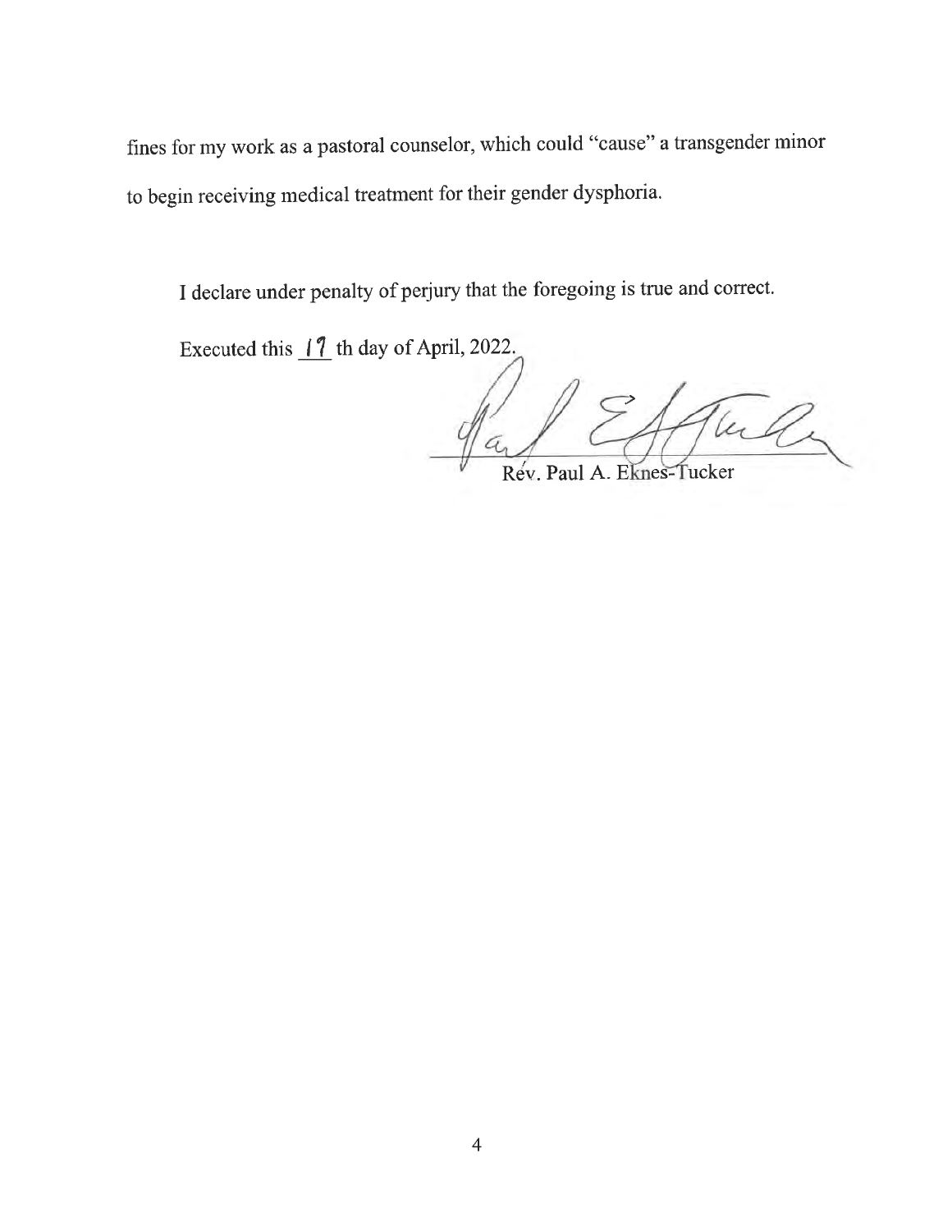fines for my work as a pastoral counselor, which could "cause" a transgender minor to begin receiving medical treatment for their gender dysphoria.

I declare under penalty of perjury that the foregoing is true and correct.

Executed this 17 th day of April, 2022.

Rev. Paul A. Eknes-Tucker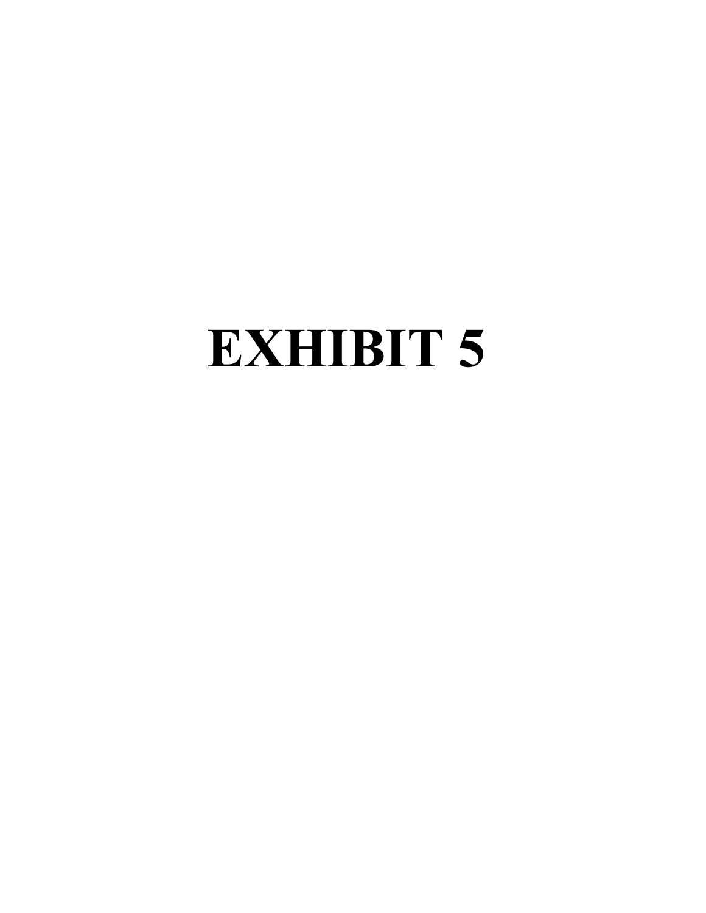# EXHIBIT 5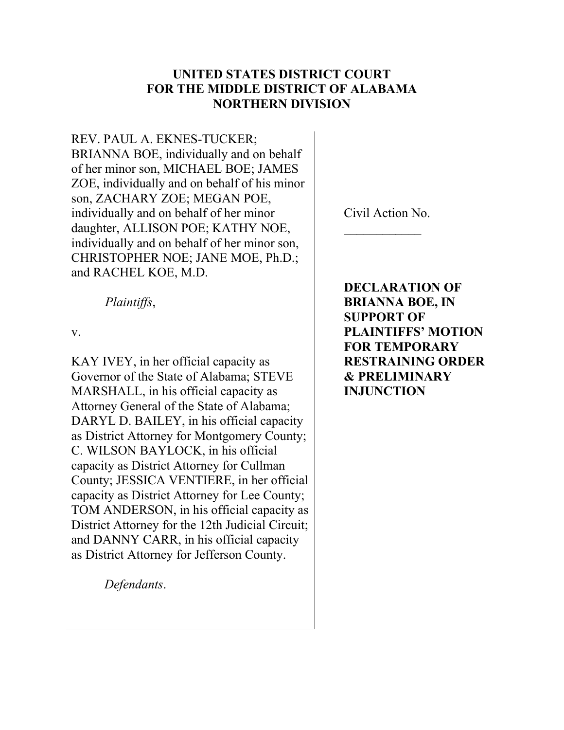**UNITED STATES DISTRICT COURT**
**FOR THE MIDDLE DISTRICT OF ALABAMA**
**NORTHERN DIVISION**

REV. PAUL A. EKNES-TUCKER; BRIANNA BOE, individually and on behalf of her minor son, MICHAEL BOE; JAMES ZOE, individually and on behalf of his minor son, ZACHARY ZOE; MEGAN POE, individually and on behalf of her minor daughter, ALLISON POE; KATHY NOE, individually and on behalf of her minor son, CHRISTOPHER NOE; JANE MOE, Ph.D.; and RACHEL KOE, M.D.

*Plaintiffs*,

v.

KAY IVEY, in her official capacity as Governor of the State of Alabama; STEVE MARSHALL, in his official capacity as Attorney General of the State of Alabama; DARYL D. BAILEY, in his official capacity as District Attorney for Montgomery County; C. WILSON BAYLOCK, in his official capacity as District Attorney for Cullman County; JESSICA VENTIERE, in her official capacity as District Attorney for Lee County; TOM ANDERSON, in his official capacity as District Attorney for the 12th Judicial Circuit; and DANNY CARR, in his official capacity as District Attorney for Jefferson County.

*Defendants*.

Civil Action No. ____________

**DECLARATION OF BRIANNA BOE, IN SUPPORT OF PLAINTIFFS' MOTION FOR TEMPORARY RESTRAINING ORDER & PRELIMINARY INJUNCTION**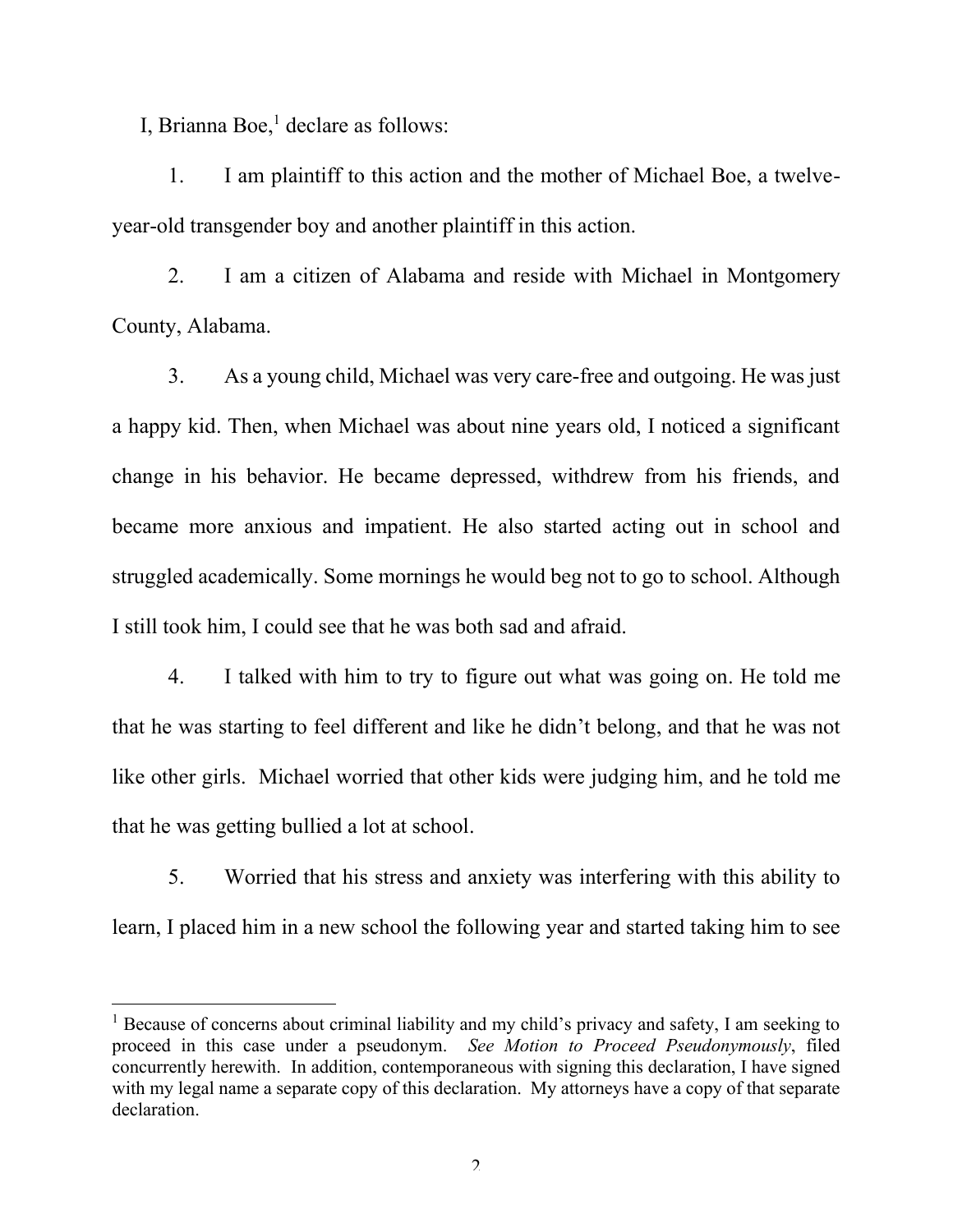I, Brianna Boe,[1] declare as follows:

1. I am plaintiff to this action and the mother of Michael Boe, a twelve-year-old transgender boy and another plaintiff in this action.

2. I am a citizen of Alabama and reside with Michael in Montgomery County, Alabama.

3. As a young child, Michael was very care-free and outgoing. He was just a happy kid. Then, when Michael was about nine years old, I noticed a significant change in his behavior. He became depressed, withdrew from his friends, and became more anxious and impatient. He also started acting out in school and struggled academically. Some mornings he would beg not to go to school. Although I still took him, I could see that he was both sad and afraid.

4. I talked with him to try to figure out what was going on. He told me that he was starting to feel different and like he didn't belong, and that he was not like other girls. Michael worried that other kids were judging him, and he told me that he was getting bullied a lot at school.

5. Worried that his stress and anxiety was interfering with this ability to learn, I placed him in a new school the following year and started taking him to see

---

[1] Because of concerns about criminal liability and my child's privacy and safety, I am seeking to proceed in this case under a pseudonym. *See Motion to Proceed Pseudonymously*, filed concurrently herewith. In addition, contemporaneous with signing this declaration, I have signed with my legal name a separate copy of this declaration. My attorneys have a copy of that separate declaration.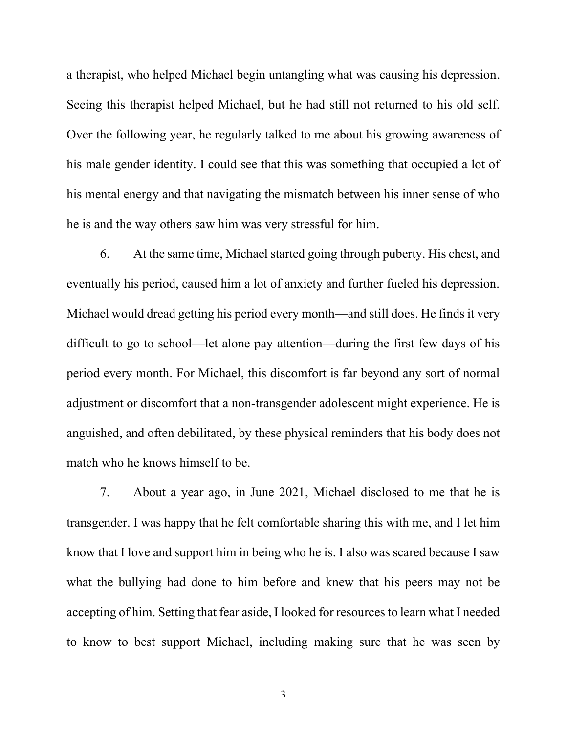a therapist, who helped Michael begin untangling what was causing his depression. Seeing this therapist helped Michael, but he had still not returned to his old self. Over the following year, he regularly talked to me about his growing awareness of his male gender identity. I could see that this was something that occupied a lot of his mental energy and that navigating the mismatch between his inner sense of who he is and the way others saw him was very stressful for him.

6. At the same time, Michael started going through puberty. His chest, and eventually his period, caused him a lot of anxiety and further fueled his depression. Michael would dread getting his period every month—and still does. He finds it very difficult to go to school—let alone pay attention—during the first few days of his period every month. For Michael, this discomfort is far beyond any sort of normal adjustment or discomfort that a non-transgender adolescent might experience. He is anguished, and often debilitated, by these physical reminders that his body does not match who he knows himself to be.

7. About a year ago, in June 2021, Michael disclosed to me that he is transgender. I was happy that he felt comfortable sharing this with me, and I let him know that I love and support him in being who he is. I also was scared because I saw what the bullying had done to him before and knew that his peers may not be accepting of him. Setting that fear aside, I looked for resources to learn what I needed to know to best support Michael, including making sure that he was seen by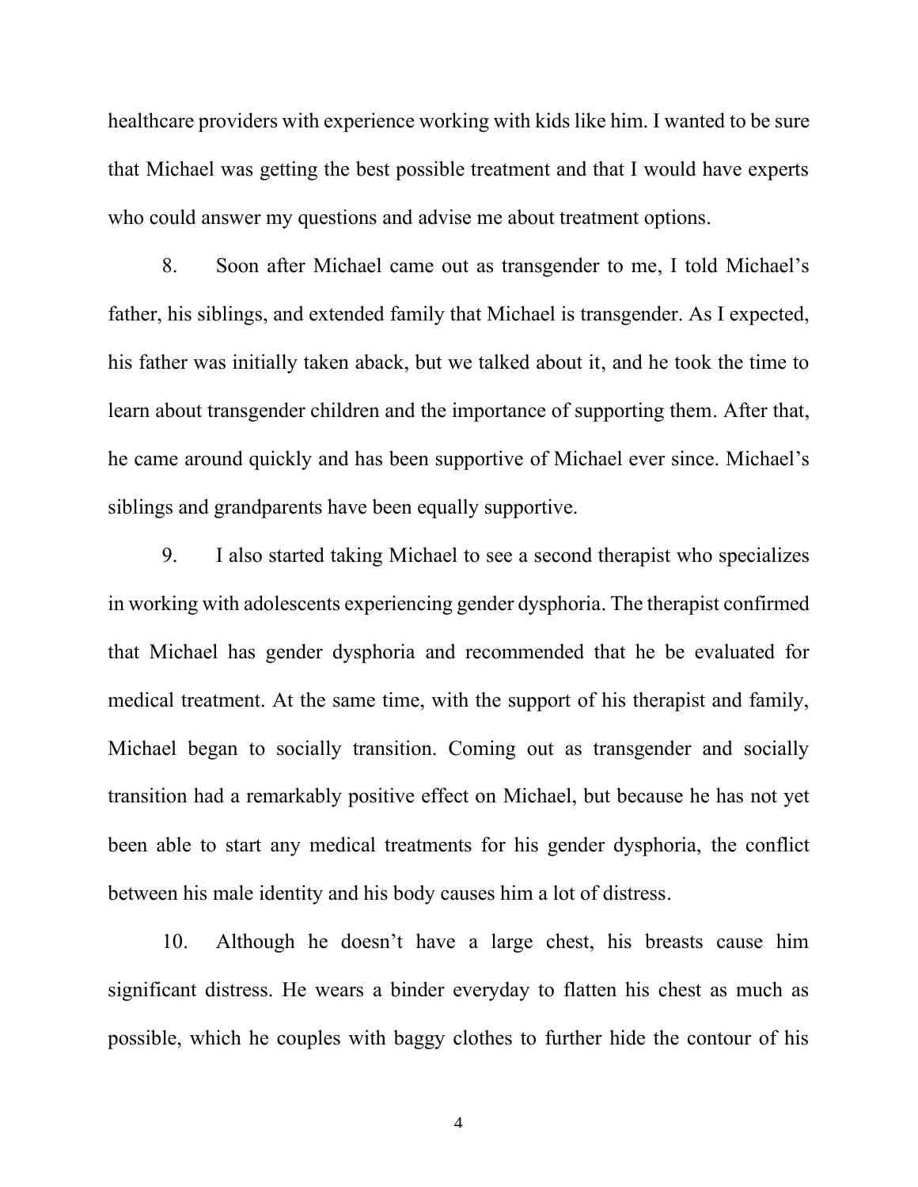healthcare providers with experience working with kids like him. I wanted to be sure that Michael was getting the best possible treatment and that I would have experts who could answer my questions and advise me about treatment options.

8. Soon after Michael came out as transgender to me, I told Michael's father, his siblings, and extended family that Michael is transgender. As I expected, his father was initially taken aback, but we talked about it, and he took the time to learn about transgender children and the importance of supporting them. After that, he came around quickly and has been supportive of Michael ever since. Michael's siblings and grandparents have been equally supportive.

9. I also started taking Michael to see a second therapist who specializes in working with adolescents experiencing gender dysphoria. The therapist confirmed that Michael has gender dysphoria and recommended that he be evaluated for medical treatment. At the same time, with the support of his therapist and family, Michael began to socially transition. Coming out as transgender and socially transition had a remarkably positive effect on Michael, but because he has not yet been able to start any medical treatments for his gender dysphoria, the conflict between his male identity and his body causes him a lot of distress.

10. Although he doesn't have a large chest, his breasts cause him significant distress. He wears a binder everyday to flatten his chest as much as possible, which he couples with baggy clothes to further hide the contour of his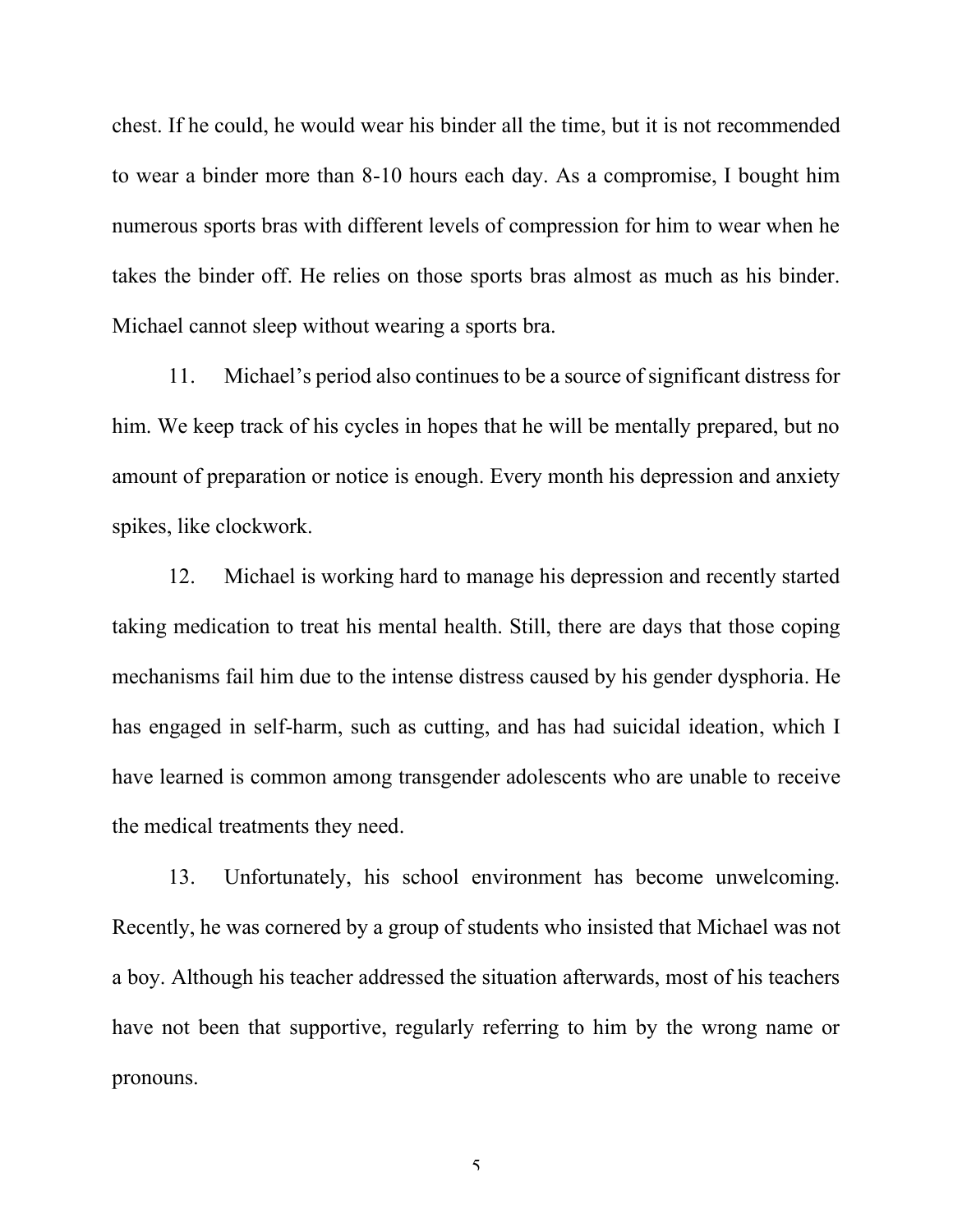chest. If he could, he would wear his binder all the time, but it is not recommended to wear a binder more than 8-10 hours each day. As a compromise, I bought him numerous sports bras with different levels of compression for him to wear when he takes the binder off. He relies on those sports bras almost as much as his binder. Michael cannot sleep without wearing a sports bra.

11. Michael's period also continues to be a source of significant distress for him. We keep track of his cycles in hopes that he will be mentally prepared, but no amount of preparation or notice is enough. Every month his depression and anxiety spikes, like clockwork.

12. Michael is working hard to manage his depression and recently started taking medication to treat his mental health. Still, there are days that those coping mechanisms fail him due to the intense distress caused by his gender dysphoria. He has engaged in self-harm, such as cutting, and has had suicidal ideation, which I have learned is common among transgender adolescents who are unable to receive the medical treatments they need.

13. Unfortunately, his school environment has become unwelcoming. Recently, he was cornered by a group of students who insisted that Michael was not a boy. Although his teacher addressed the situation afterwards, most of his teachers have not been that supportive, regularly referring to him by the wrong name or pronouns.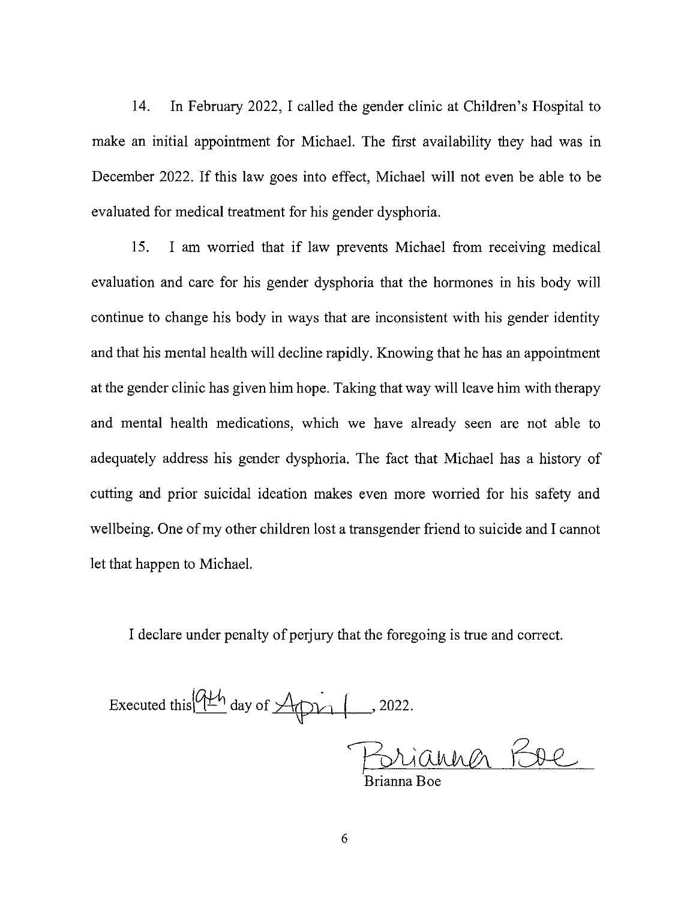14. In February 2022, I called the gender clinic at Children's Hospital to make an initial appointment for Michael. The first availability they had was in December 2022. If this law goes into effect, Michael will not even be able to be evaluated for medical treatment for his gender dysphoria.

15. I am worried that if law prevents Michael from receiving medical evaluation and care for his gender dysphoria that the hormones in his body will continue to change his body in ways that are inconsistent with his gender identity and that his mental health will decline rapidly. Knowing that he has an appointment at the gender clinic has given him hope. Taking that way will leave him with therapy and mental health medications, which we have already seen are not able to adequately address his gender dysphoria. The fact that Michael has a history of cutting and prior suicidal ideation makes even more worried for his safety and wellbeing. One of my other children lost a transgender friend to suicide and I cannot let that happen to Michael.

I declare under penalty of perjury that the foregoing is true and correct.

Executed this 9th day of April, 2022.

Brianna Boe

Brianna Boe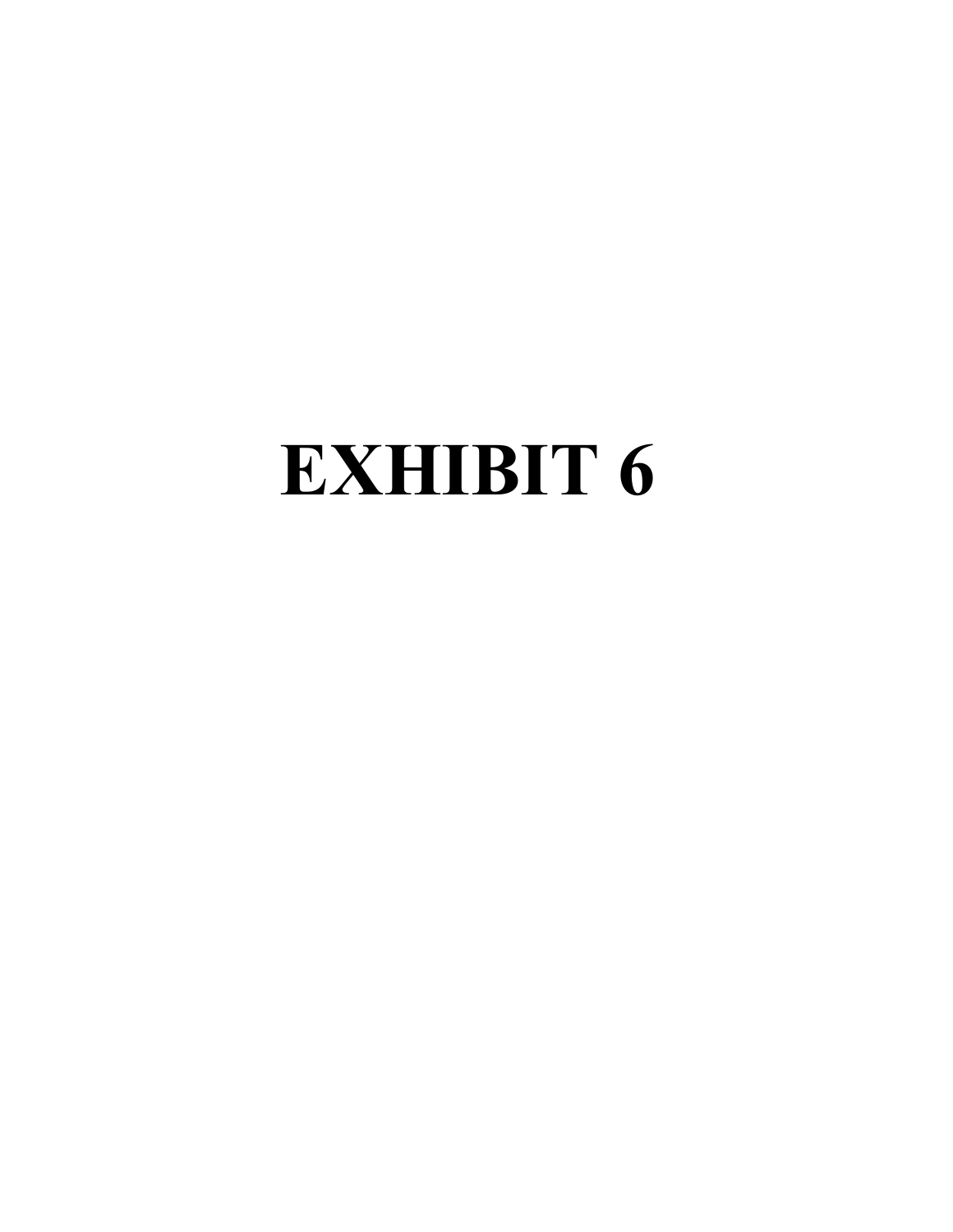# EXHIBIT 6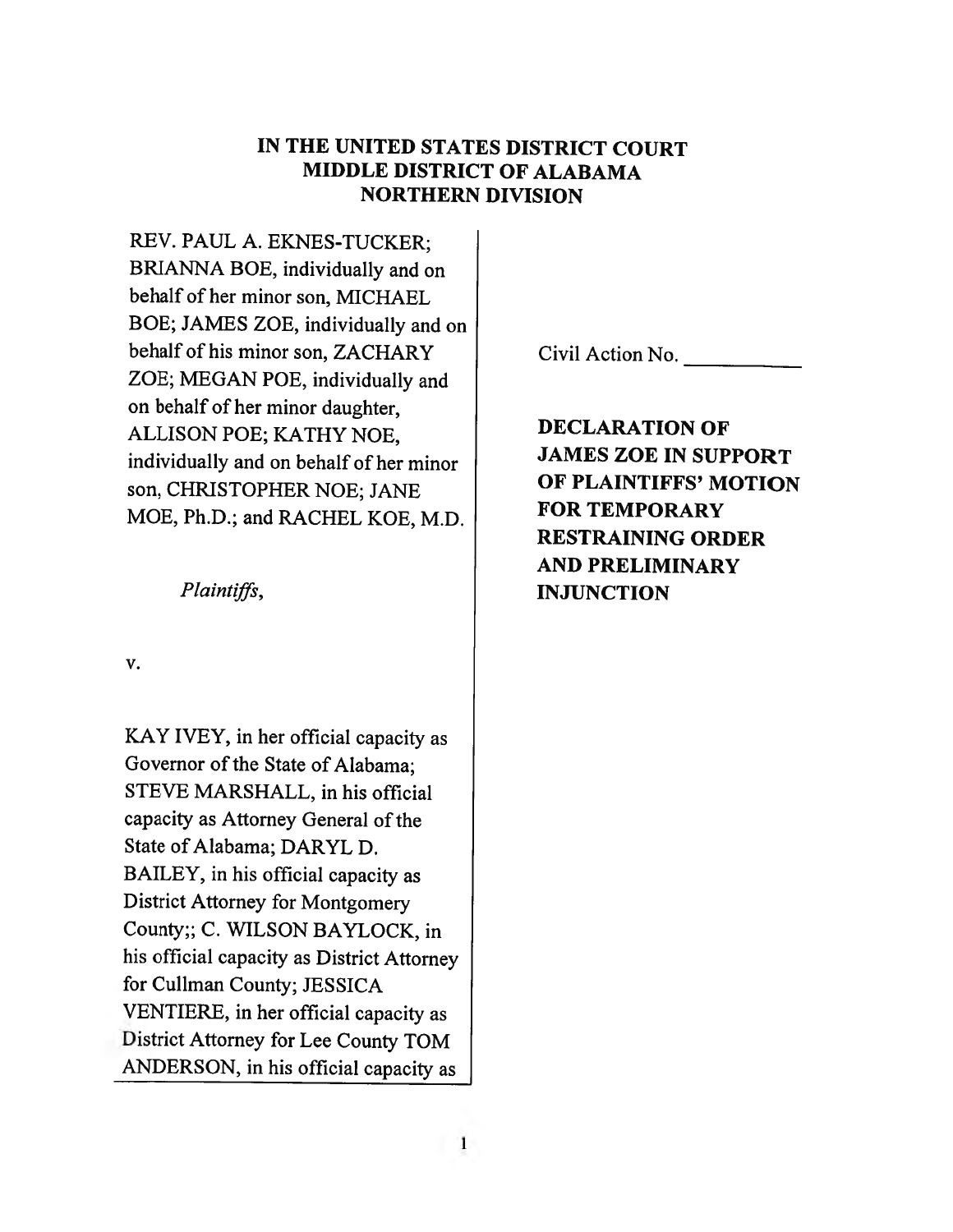# IN THE UNITED STATES DISTRICT COURT
# MIDDLE DISTRICT OF ALABAMA
# NORTHERN DIVISION

REV. PAUL A. EKNES-TUCKER; BRIANNA BOE, individually and on behalf of her minor son, MICHAEL BOE; JAMES ZOE, individually and on behalf of his minor son, ZACHARY ZOE; MEGAN POE, individually and on behalf of her minor daughter, ALLISON POE; KATHY NOE, individually and on behalf of her minor son, CHRISTOPHER NOE; JANE MOE, Ph.D.; and RACHEL KOE, M.D.

*Plaintiffs*,

v.

KAY IVEY, in her official capacity as Governor of the State of Alabama; STEVE MARSHALL, in his official capacity as Attorney General of the State of Alabama; DARYL D. BAILEY, in his official capacity as District Attorney for Montgomery County;; C. WILSON BAYLOCK, in his official capacity as District Attorney for Cullman County; JESSICA VENTIERE, in her official capacity as District Attorney for Lee County TOM ANDERSON, in his official capacity as

Civil Action No. ___________

**DECLARATION OF JAMES ZOE IN SUPPORT OF PLAINTIFFS' MOTION FOR TEMPORARY RESTRAINING ORDER AND PRELIMINARY INJUNCTION**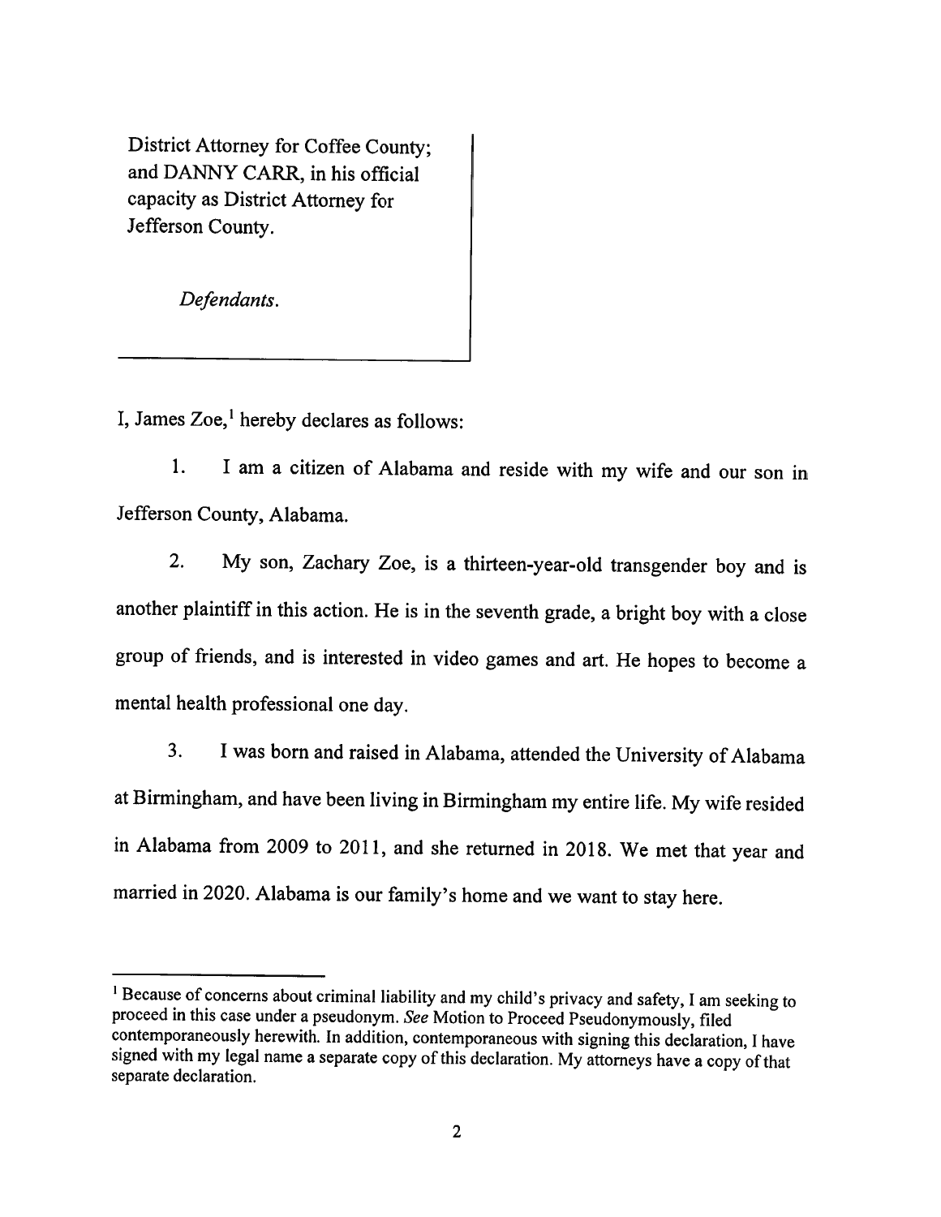District Attorney for Coffee County; and DANNY CARR, in his official capacity as District Attorney for Jefferson County.

*Defendants.*

I, James Zoe,[1] hereby declares as follows:

1. I am a citizen of Alabama and reside with my wife and our son in Jefferson County, Alabama.

2. My son, Zachary Zoe, is a thirteen-year-old transgender boy and is another plaintiff in this action. He is in the seventh grade, a bright boy with a close group of friends, and is interested in video games and art. He hopes to become a mental health professional one day.

3. I was born and raised in Alabama, attended the University of Alabama at Birmingham, and have been living in Birmingham my entire life. My wife resided in Alabama from 2009 to 2011, and she returned in 2018. We met that year and married in 2020. Alabama is our family's home and we want to stay here.

[1] Because of concerns about criminal liability and my child's privacy and safety, I am seeking to proceed in this case under a pseudonym. *See* Motion to Proceed Pseudonymously, filed contemporaneously herewith. In addition, contemporaneous with signing this declaration, I have signed with my legal name a separate copy of this declaration. My attorneys have a copy of that separate declaration.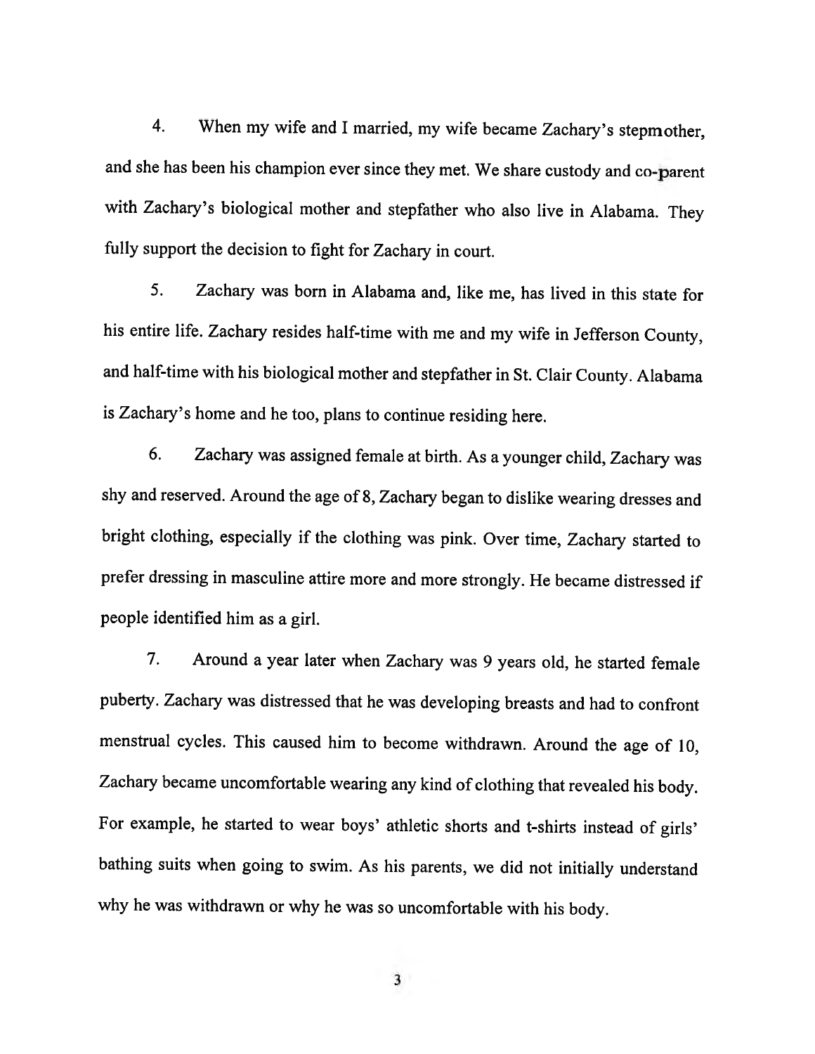4. When my wife and I married, my wife became Zachary's stepmother, and she has been his champion ever since they met. We share custody and co-parent with Zachary's biological mother and stepfather who also live in Alabama. They fully support the decision to fight for Zachary in court.

5. Zachary was born in Alabama and, like me, has lived in this state for his entire life. Zachary resides half-time with me and my wife in Jefferson County, and half-time with his biological mother and stepfather in St. Clair County. Alabama is Zachary's home and he too, plans to continue residing here.

6. Zachary was assigned female at birth. As a younger child, Zachary was shy and reserved. Around the age of 8, Zachary began to dislike wearing dresses and bright clothing, especially if the clothing was pink. Over time, Zachary started to prefer dressing in masculine attire more and more strongly. He became distressed if people identified him as a girl.

7. Around a year later when Zachary was 9 years old, he started female puberty. Zachary was distressed that he was developing breasts and had to confront menstrual cycles. This caused him to become withdrawn. Around the age of 10, Zachary became uncomfortable wearing any kind of clothing that revealed his body. For example, he started to wear boys' athletic shorts and t-shirts instead of girls' bathing suits when going to swim. As his parents, we did not initially understand why he was withdrawn or why he was so uncomfortable with his body.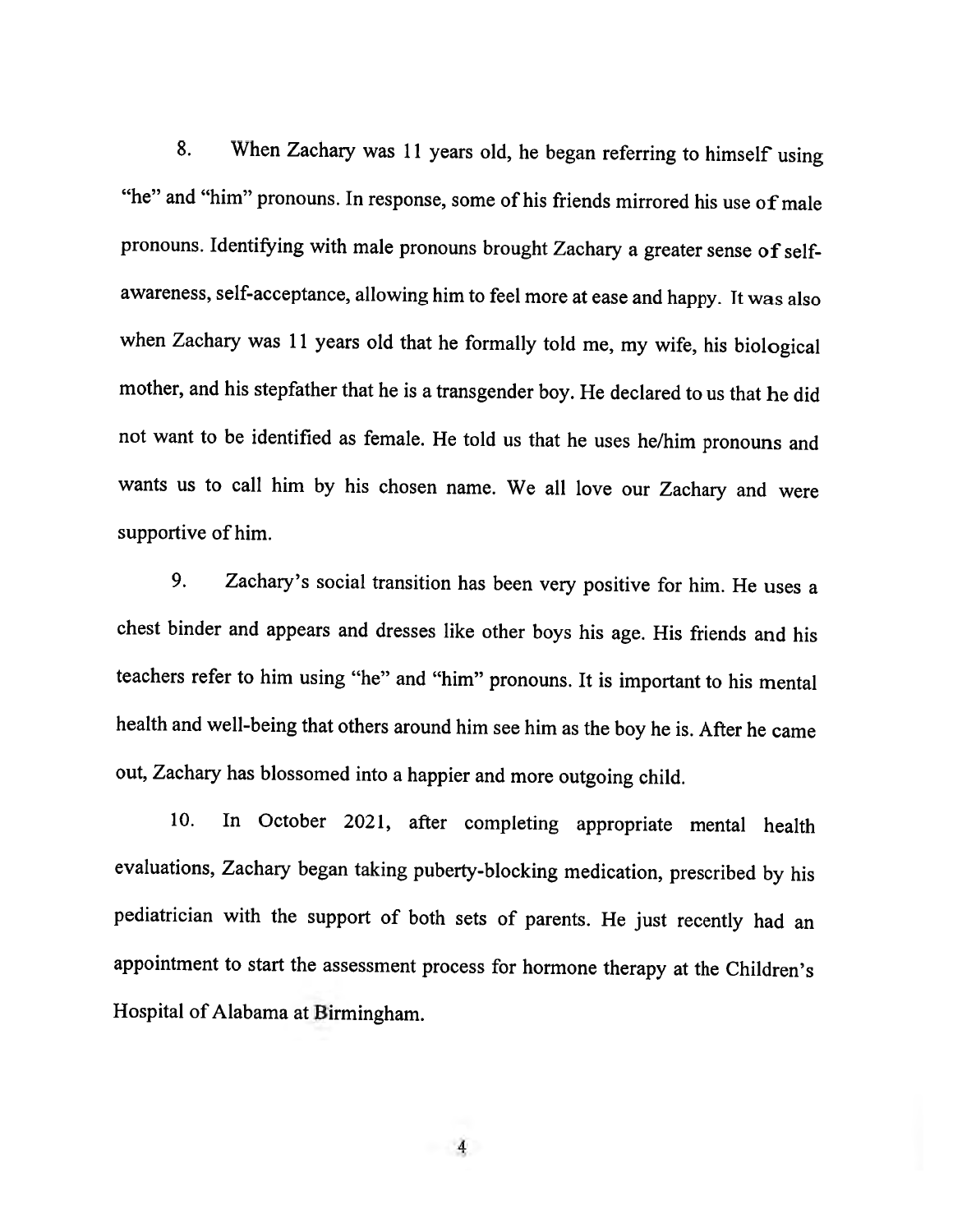8. When Zachary was 11 years old, he began referring to himself using "he" and "him" pronouns. In response, some of his friends mirrored his use of male pronouns. Identifying with male pronouns brought Zachary a greater sense of self-awareness, self-acceptance, allowing him to feel more at ease and happy. It was also when Zachary was 11 years old that he formally told me, my wife, his biological mother, and his stepfather that he is a transgender boy. He declared to us that he did not want to be identified as female. He told us that he uses he/him pronouns and wants us to call him by his chosen name. We all love our Zachary and were supportive of him.

9. Zachary's social transition has been very positive for him. He uses a chest binder and appears and dresses like other boys his age. His friends and his teachers refer to him using "he" and "him" pronouns. It is important to his mental health and well-being that others around him see him as the boy he is. After he came out, Zachary has blossomed into a happier and more outgoing child.

10. In October 2021, after completing appropriate mental health evaluations, Zachary began taking puberty-blocking medication, prescribed by his pediatrician with the support of both sets of parents. He just recently had an appointment to start the assessment process for hormone therapy at the Children's Hospital of Alabama at Birmingham.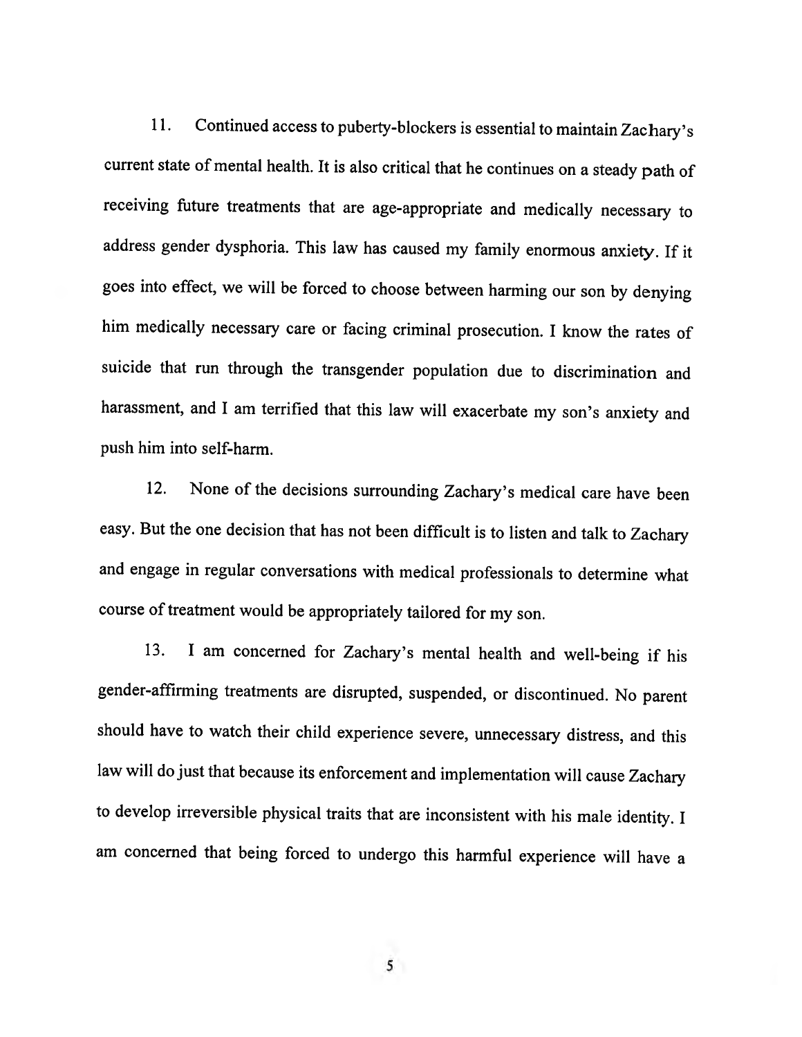11. Continued access to puberty-blockers is essential to maintain Zachary's current state of mental health. It is also critical that he continues on a steady path of receiving future treatments that are age-appropriate and medically necessary to address gender dysphoria. This law has caused my family enormous anxiety. If it goes into effect, we will be forced to choose between harming our son by denying him medically necessary care or facing criminal prosecution. I know the rates of suicide that run through the transgender population due to discrimination and harassment, and I am terrified that this law will exacerbate my son's anxiety and push him into self-harm.

12. None of the decisions surrounding Zachary's medical care have been easy. But the one decision that has not been difficult is to listen and talk to Zachary and engage in regular conversations with medical professionals to determine what course of treatment would be appropriately tailored for my son.

13. I am concerned for Zachary's mental health and well-being if his gender-affirming treatments are disrupted, suspended, or discontinued. No parent should have to watch their child experience severe, unnecessary distress, and this law will do just that because its enforcement and implementation will cause Zachary to develop irreversible physical traits that are inconsistent with his male identity. I am concerned that being forced to undergo this harmful experience will have a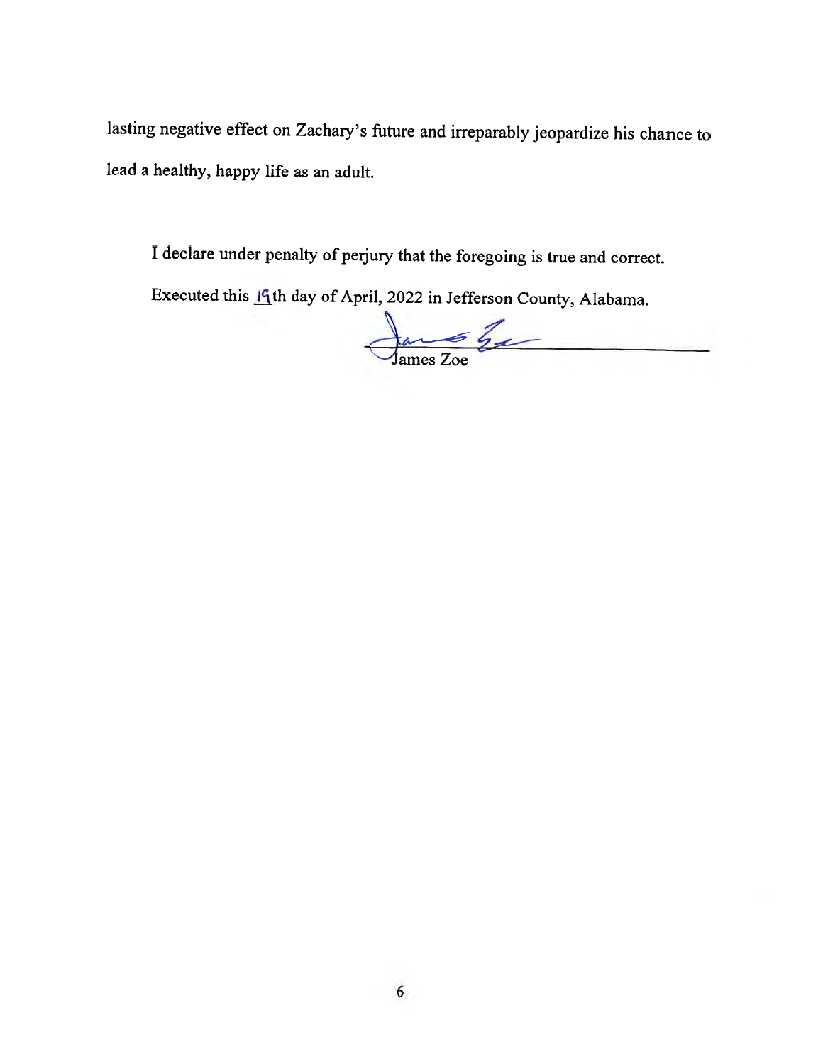lasting negative effect on Zachary's future and irreparably jeopardize his chance to lead a healthy, happy life as an adult.

I declare under penalty of perjury that the foregoing is true and correct.

Executed this 19th day of April, 2022 in Jefferson County, Alabama.

James Zoe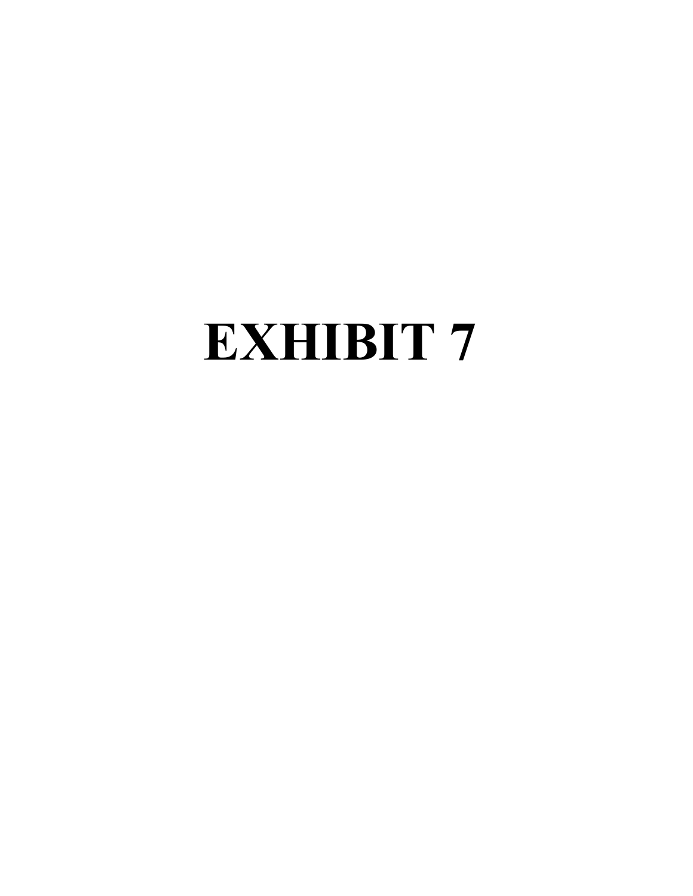# EXHIBIT 7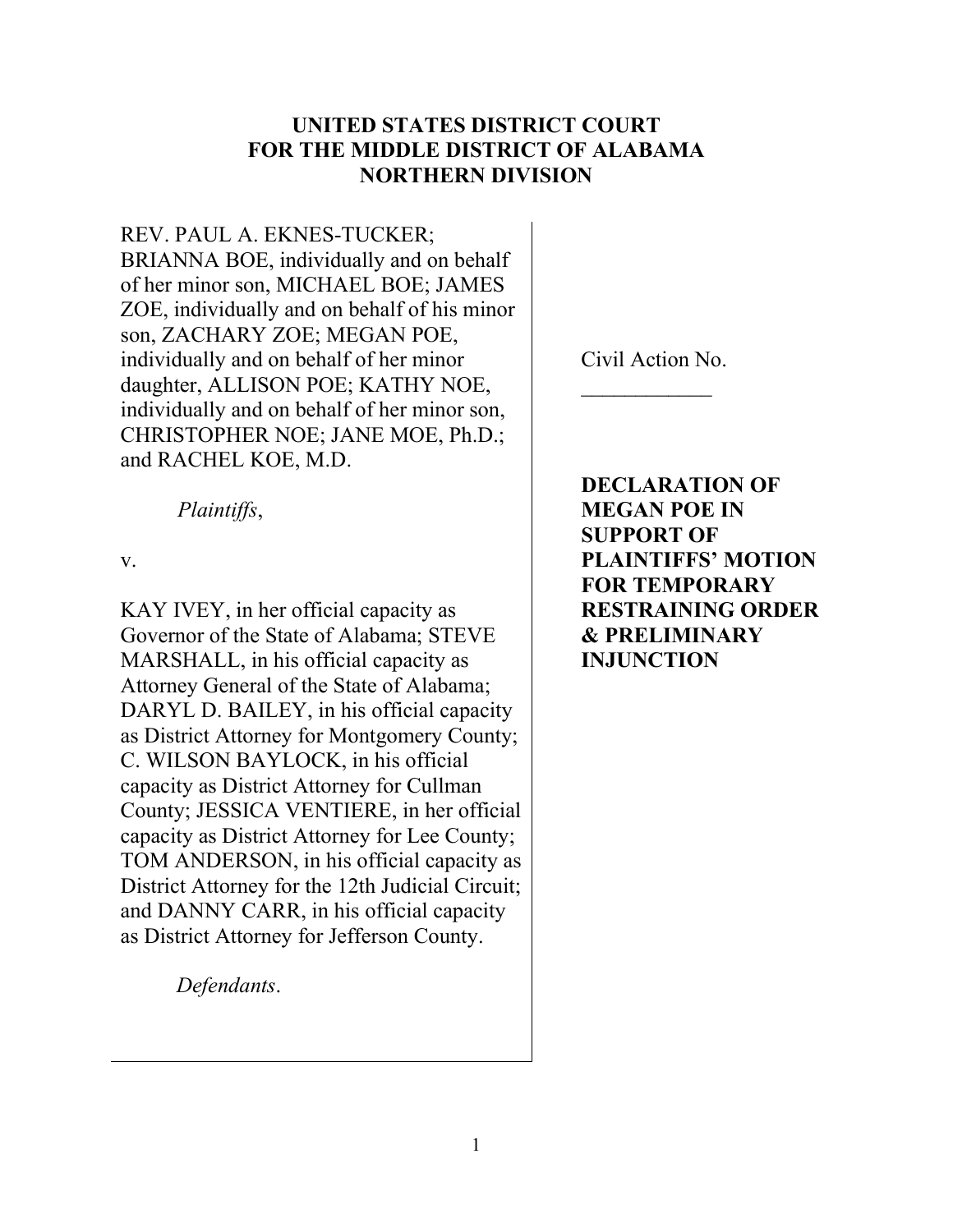**UNITED STATES DISTRICT COURT**
**FOR THE MIDDLE DISTRICT OF ALABAMA**
**NORTHERN DIVISION**

REV. PAUL A. EKNES-TUCKER; BRIANNA BOE, individually and on behalf of her minor son, MICHAEL BOE; JAMES ZOE, individually and on behalf of his minor son, ZACHARY ZOE; MEGAN POE, individually and on behalf of her minor daughter, ALLISON POE; KATHY NOE, individually and on behalf of her minor son, CHRISTOPHER NOE; JANE MOE, Ph.D.; and RACHEL KOE, M.D.

*Plaintiffs*,

v.

KAY IVEY, in her official capacity as Governor of the State of Alabama; STEVE MARSHALL, in his official capacity as Attorney General of the State of Alabama; DARYL D. BAILEY, in his official capacity as District Attorney for Montgomery County; C. WILSON BAYLOCK, in his official capacity as District Attorney for Cullman County; JESSICA VENTIERE, in her official capacity as District Attorney for Lee County; TOM ANDERSON, in his official capacity as District Attorney for the 12th Judicial Circuit; and DANNY CARR, in his official capacity as District Attorney for Jefferson County.

*Defendants*.

Civil Action No. ____________

**DECLARATION OF MEGAN POE IN SUPPORT OF PLAINTIFFS' MOTION FOR TEMPORARY RESTRAINING ORDER & PRELIMINARY INJUNCTION**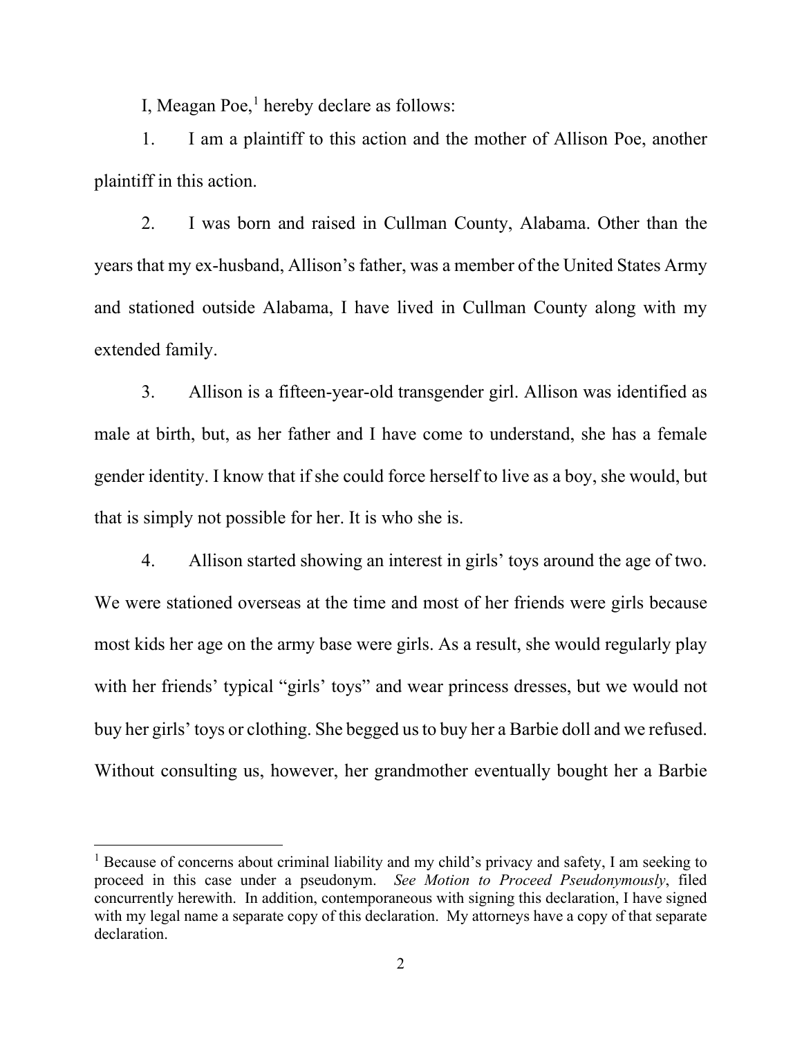I, Meagan Poe,[1] hereby declare as follows:

1. I am a plaintiff to this action and the mother of Allison Poe, another plaintiff in this action.

2. I was born and raised in Cullman County, Alabama. Other than the years that my ex-husband, Allison's father, was a member of the United States Army and stationed outside Alabama, I have lived in Cullman County along with my extended family.

3. Allison is a fifteen-year-old transgender girl. Allison was identified as male at birth, but, as her father and I have come to understand, she has a female gender identity. I know that if she could force herself to live as a boy, she would, but that is simply not possible for her. It is who she is.

4. Allison started showing an interest in girls' toys around the age of two. We were stationed overseas at the time and most of her friends were girls because most kids her age on the army base were girls. As a result, she would regularly play with her friends' typical "girls' toys" and wear princess dresses, but we would not buy her girls' toys or clothing. She begged us to buy her a Barbie doll and we refused. Without consulting us, however, her grandmother eventually bought her a Barbie

[1] Because of concerns about criminal liability and my child's privacy and safety, I am seeking to proceed in this case under a pseudonym. *See Motion to Proceed Pseudonymously*, filed concurrently herewith. In addition, contemporaneous with signing this declaration, I have signed with my legal name a separate copy of this declaration. My attorneys have a copy of that separate declaration.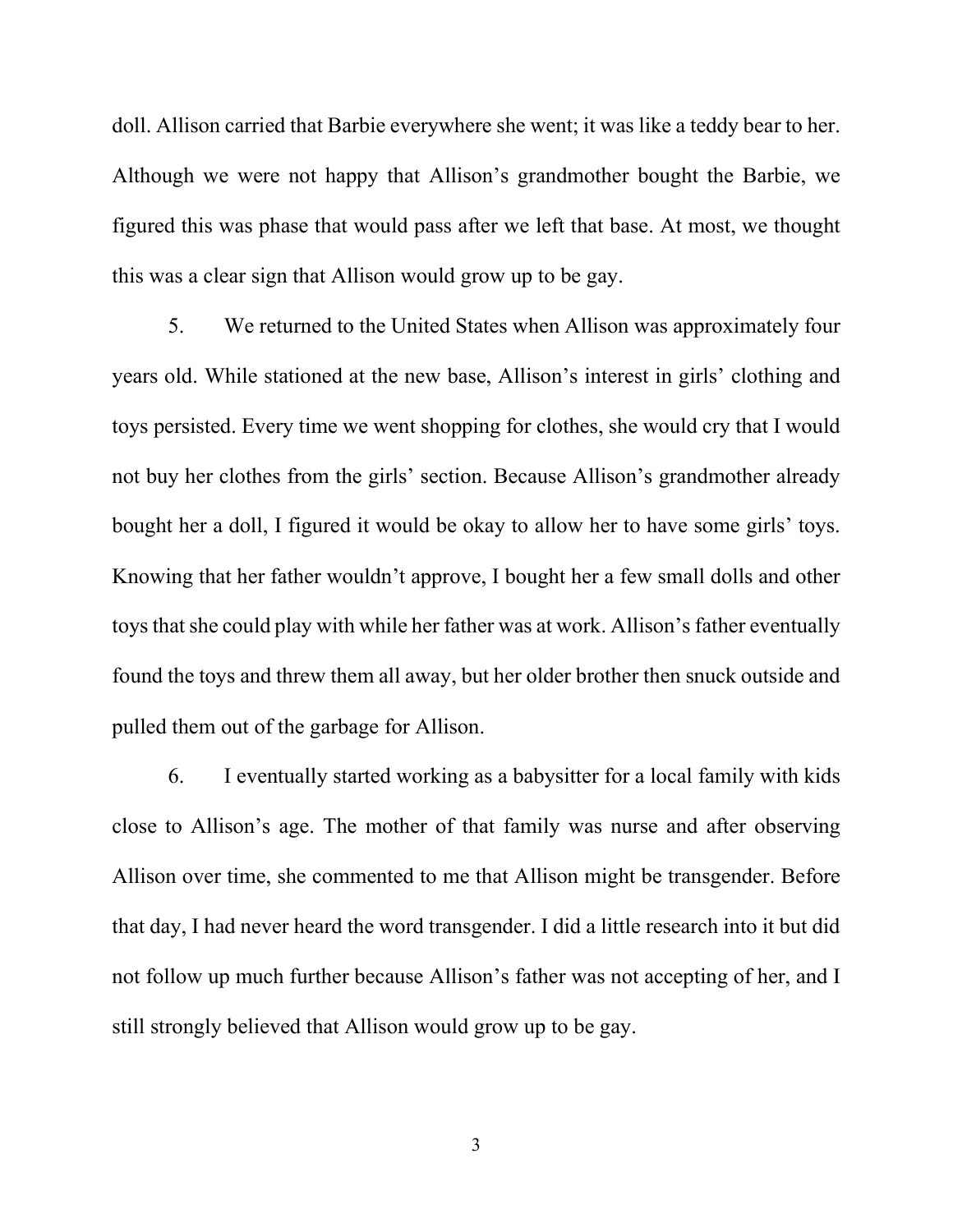doll. Allison carried that Barbie everywhere she went; it was like a teddy bear to her. Although we were not happy that Allison's grandmother bought the Barbie, we figured this was phase that would pass after we left that base. At most, we thought this was a clear sign that Allison would grow up to be gay.

5. We returned to the United States when Allison was approximately four years old. While stationed at the new base, Allison's interest in girls' clothing and toys persisted. Every time we went shopping for clothes, she would cry that I would not buy her clothes from the girls' section. Because Allison's grandmother already bought her a doll, I figured it would be okay to allow her to have some girls' toys. Knowing that her father wouldn't approve, I bought her a few small dolls and other toys that she could play with while her father was at work. Allison's father eventually found the toys and threw them all away, but her older brother then snuck outside and pulled them out of the garbage for Allison.

6. I eventually started working as a babysitter for a local family with kids close to Allison's age. The mother of that family was nurse and after observing Allison over time, she commented to me that Allison might be transgender. Before that day, I had never heard the word transgender. I did a little research into it but did not follow up much further because Allison's father was not accepting of her, and I still strongly believed that Allison would grow up to be gay.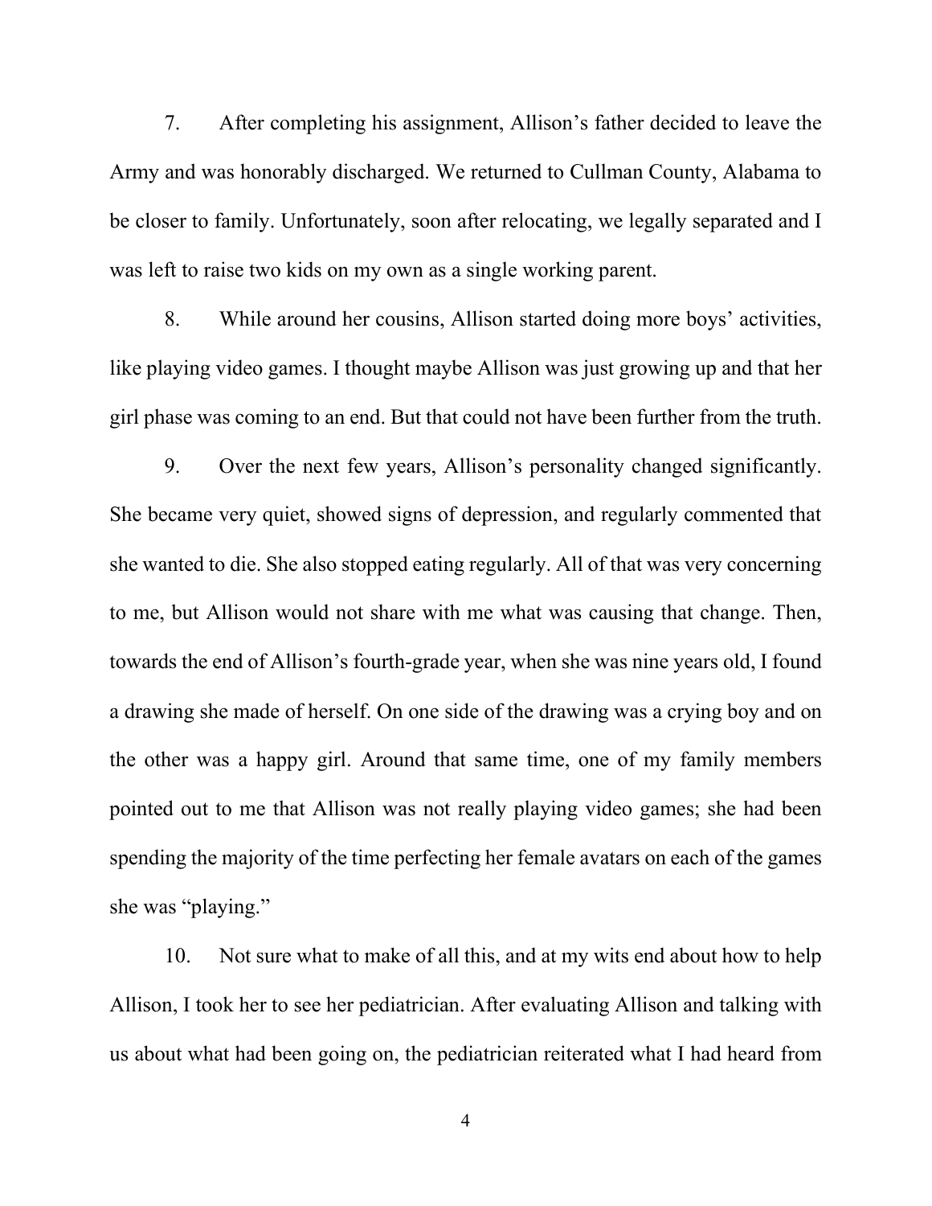7. After completing his assignment, Allison's father decided to leave the Army and was honorably discharged. We returned to Cullman County, Alabama to be closer to family. Unfortunately, soon after relocating, we legally separated and I was left to raise two kids on my own as a single working parent.

8. While around her cousins, Allison started doing more boys' activities, like playing video games. I thought maybe Allison was just growing up and that her girl phase was coming to an end. But that could not have been further from the truth.

9. Over the next few years, Allison's personality changed significantly. She became very quiet, showed signs of depression, and regularly commented that she wanted to die. She also stopped eating regularly. All of that was very concerning to me, but Allison would not share with me what was causing that change. Then, towards the end of Allison's fourth-grade year, when she was nine years old, I found a drawing she made of herself. On one side of the drawing was a crying boy and on the other was a happy girl. Around that same time, one of my family members pointed out to me that Allison was not really playing video games; she had been spending the majority of the time perfecting her female avatars on each of the games she was "playing."

10. Not sure what to make of all this, and at my wits end about how to help Allison, I took her to see her pediatrician. After evaluating Allison and talking with us about what had been going on, the pediatrician reiterated what I had heard from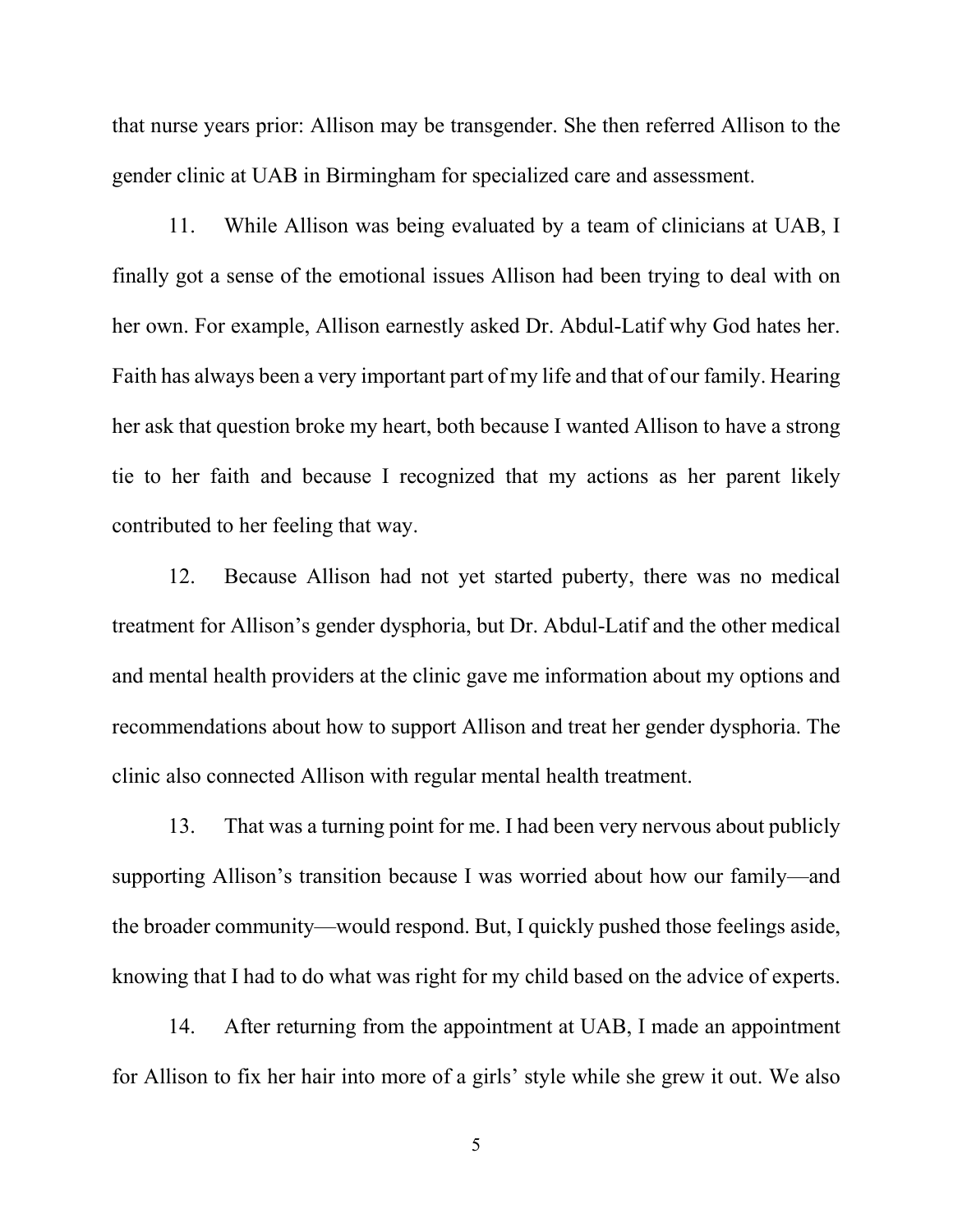that nurse years prior: Allison may be transgender. She then referred Allison to the gender clinic at UAB in Birmingham for specialized care and assessment.

11. While Allison was being evaluated by a team of clinicians at UAB, I finally got a sense of the emotional issues Allison had been trying to deal with on her own. For example, Allison earnestly asked Dr. Abdul-Latif why God hates her. Faith has always been a very important part of my life and that of our family. Hearing her ask that question broke my heart, both because I wanted Allison to have a strong tie to her faith and because I recognized that my actions as her parent likely contributed to her feeling that way.

12. Because Allison had not yet started puberty, there was no medical treatment for Allison's gender dysphoria, but Dr. Abdul-Latif and the other medical and mental health providers at the clinic gave me information about my options and recommendations about how to support Allison and treat her gender dysphoria. The clinic also connected Allison with regular mental health treatment.

13. That was a turning point for me. I had been very nervous about publicly supporting Allison's transition because I was worried about how our family—and the broader community—would respond. But, I quickly pushed those feelings aside, knowing that I had to do what was right for my child based on the advice of experts.

14. After returning from the appointment at UAB, I made an appointment for Allison to fix her hair into more of a girls' style while she grew it out. We also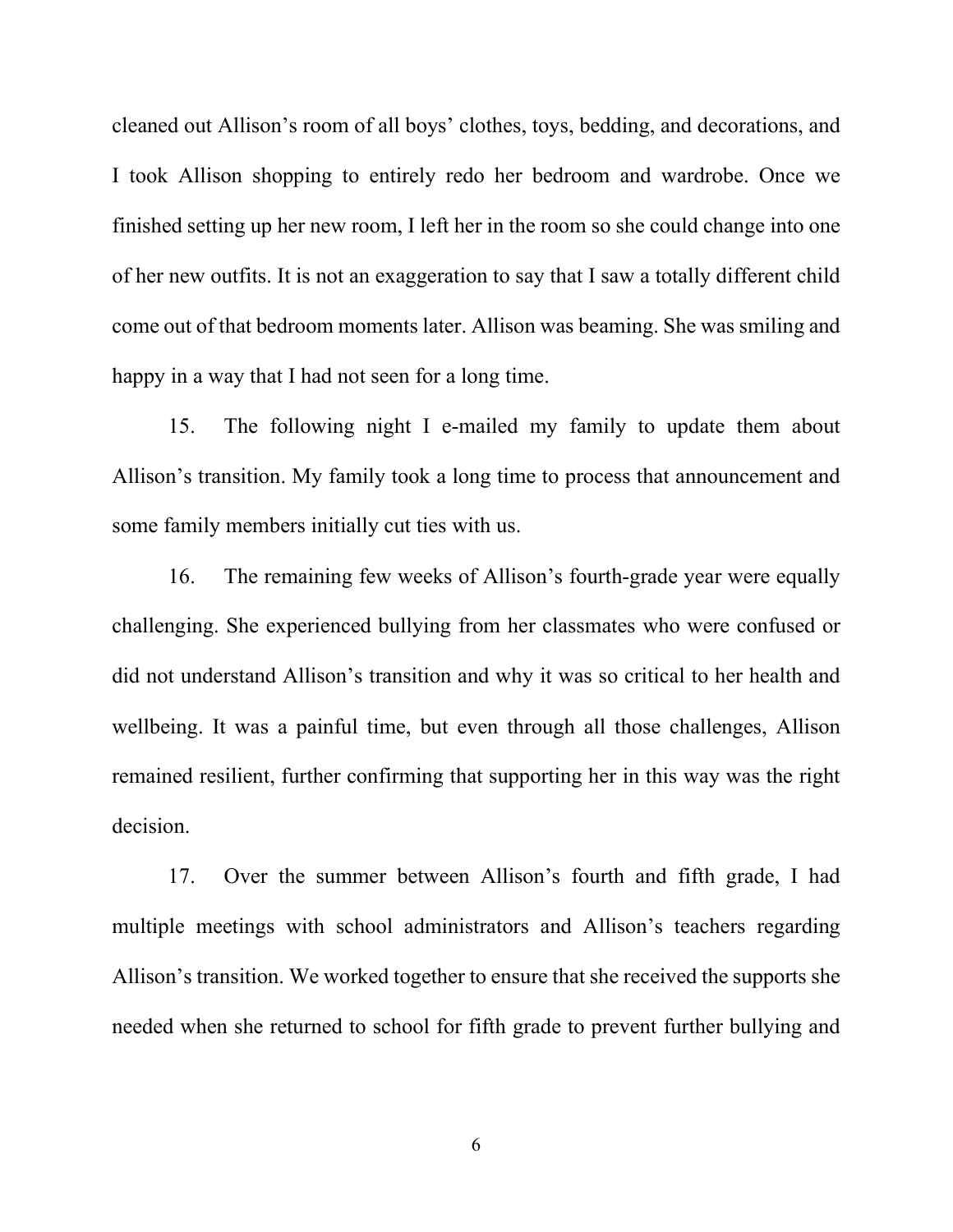cleaned out Allison's room of all boys' clothes, toys, bedding, and decorations, and I took Allison shopping to entirely redo her bedroom and wardrobe. Once we finished setting up her new room, I left her in the room so she could change into one of her new outfits. It is not an exaggeration to say that I saw a totally different child come out of that bedroom moments later. Allison was beaming. She was smiling and happy in a way that I had not seen for a long time.

15. The following night I e-mailed my family to update them about Allison's transition. My family took a long time to process that announcement and some family members initially cut ties with us.

16. The remaining few weeks of Allison's fourth-grade year were equally challenging. She experienced bullying from her classmates who were confused or did not understand Allison's transition and why it was so critical to her health and wellbeing. It was a painful time, but even through all those challenges, Allison remained resilient, further confirming that supporting her in this way was the right decision.

17. Over the summer between Allison's fourth and fifth grade, I had multiple meetings with school administrators and Allison's teachers regarding Allison's transition. We worked together to ensure that she received the supports she needed when she returned to school for fifth grade to prevent further bullying and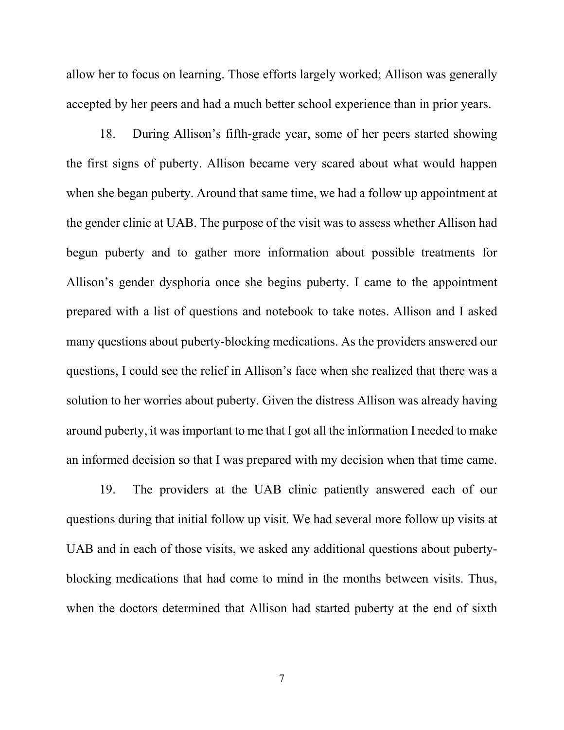allow her to focus on learning. Those efforts largely worked; Allison was generally accepted by her peers and had a much better school experience than in prior years.

18. During Allison's fifth-grade year, some of her peers started showing the first signs of puberty. Allison became very scared about what would happen when she began puberty. Around that same time, we had a follow up appointment at the gender clinic at UAB. The purpose of the visit was to assess whether Allison had begun puberty and to gather more information about possible treatments for Allison's gender dysphoria once she begins puberty. I came to the appointment prepared with a list of questions and notebook to take notes. Allison and I asked many questions about puberty-blocking medications. As the providers answered our questions, I could see the relief in Allison's face when she realized that there was a solution to her worries about puberty. Given the distress Allison was already having around puberty, it was important to me that I got all the information I needed to make an informed decision so that I was prepared with my decision when that time came.

19. The providers at the UAB clinic patiently answered each of our questions during that initial follow up visit. We had several more follow up visits at UAB and in each of those visits, we asked any additional questions about puberty-blocking medications that had come to mind in the months between visits. Thus, when the doctors determined that Allison had started puberty at the end of sixth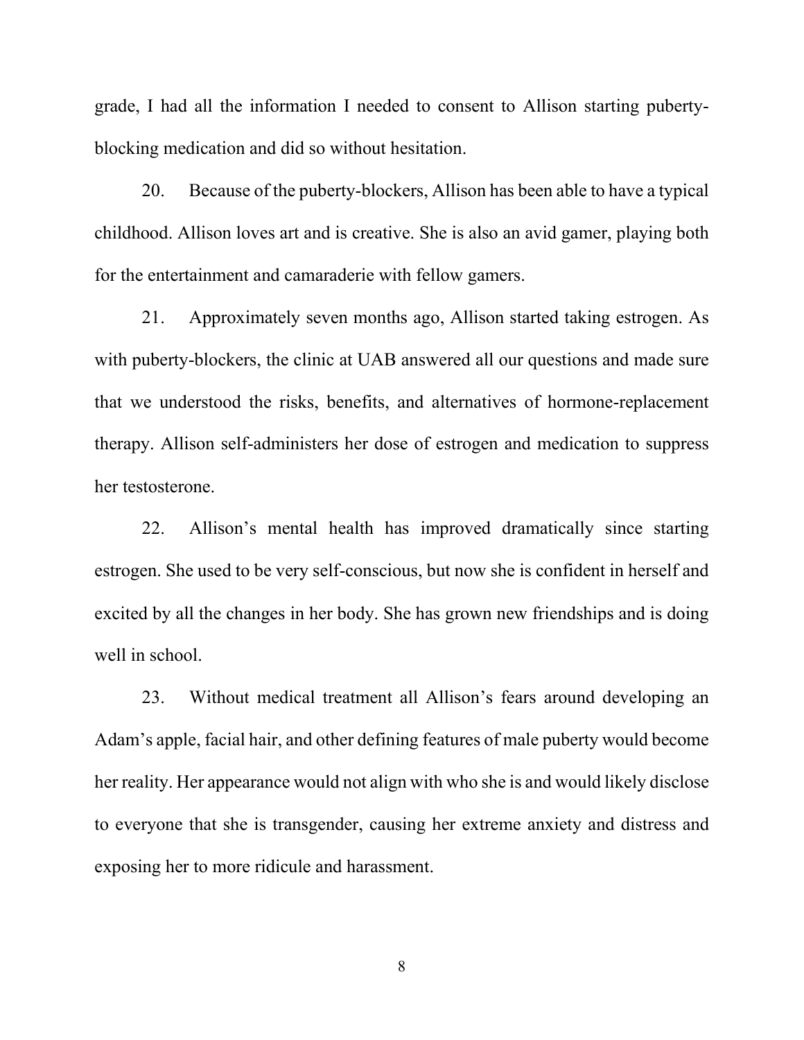grade, I had all the information I needed to consent to Allison starting puberty-blocking medication and did so without hesitation.

20. Because of the puberty-blockers, Allison has been able to have a typical childhood. Allison loves art and is creative. She is also an avid gamer, playing both for the entertainment and camaraderie with fellow gamers.

21. Approximately seven months ago, Allison started taking estrogen. As with puberty-blockers, the clinic at UAB answered all our questions and made sure that we understood the risks, benefits, and alternatives of hormone-replacement therapy. Allison self-administers her dose of estrogen and medication to suppress her testosterone.

22. Allison's mental health has improved dramatically since starting estrogen. She used to be very self-conscious, but now she is confident in herself and excited by all the changes in her body. She has grown new friendships and is doing well in school.

23. Without medical treatment all Allison's fears around developing an Adam's apple, facial hair, and other defining features of male puberty would become her reality. Her appearance would not align with who she is and would likely disclose to everyone that she is transgender, causing her extreme anxiety and distress and exposing her to more ridicule and harassment.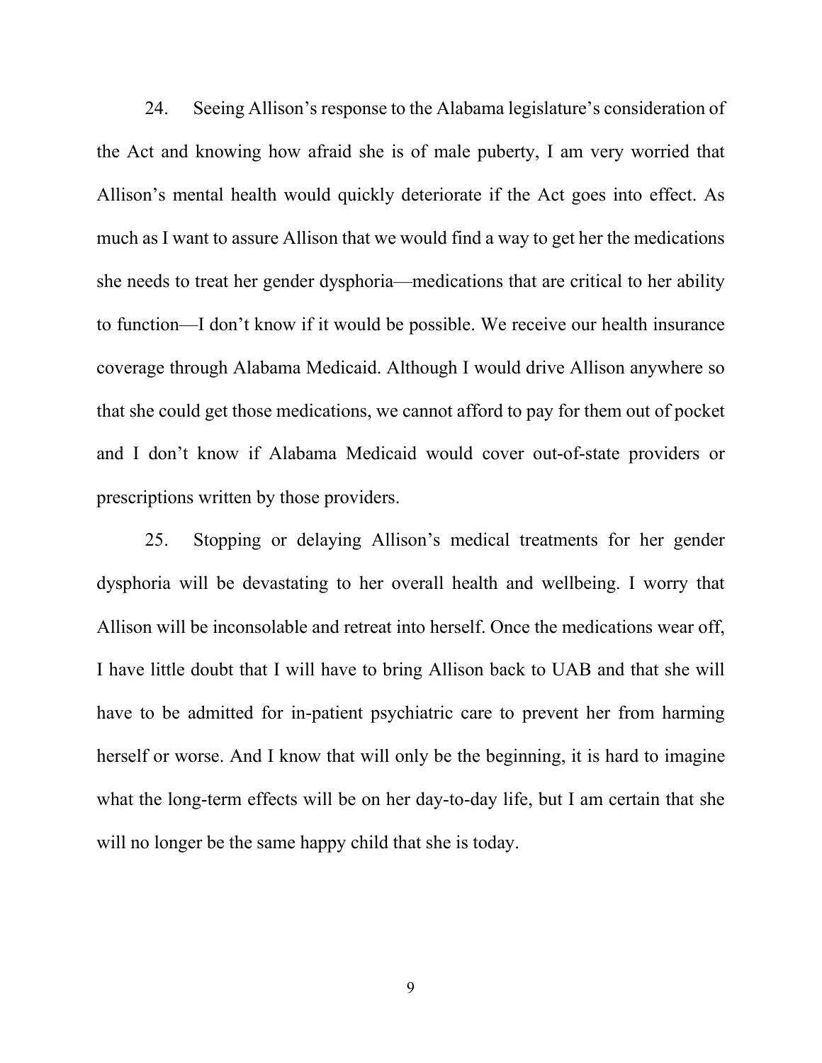24. Seeing Allison's response to the Alabama legislature's consideration of the Act and knowing how afraid she is of male puberty, I am very worried that Allison's mental health would quickly deteriorate if the Act goes into effect. As much as I want to assure Allison that we would find a way to get her the medications she needs to treat her gender dysphoria—medications that are critical to her ability to function—I don't know if it would be possible. We receive our health insurance coverage through Alabama Medicaid. Although I would drive Allison anywhere so that she could get those medications, we cannot afford to pay for them out of pocket and I don't know if Alabama Medicaid would cover out-of-state providers or prescriptions written by those providers.

25. Stopping or delaying Allison's medical treatments for her gender dysphoria will be devastating to her overall health and wellbeing. I worry that Allison will be inconsolable and retreat into herself. Once the medications wear off, I have little doubt that I will have to bring Allison back to UAB and that she will have to be admitted for in-patient psychiatric care to prevent her from harming herself or worse. And I know that will only be the beginning, it is hard to imagine what the long-term effects will be on her day-to-day life, but I am certain that she will no longer be the same happy child that she is today.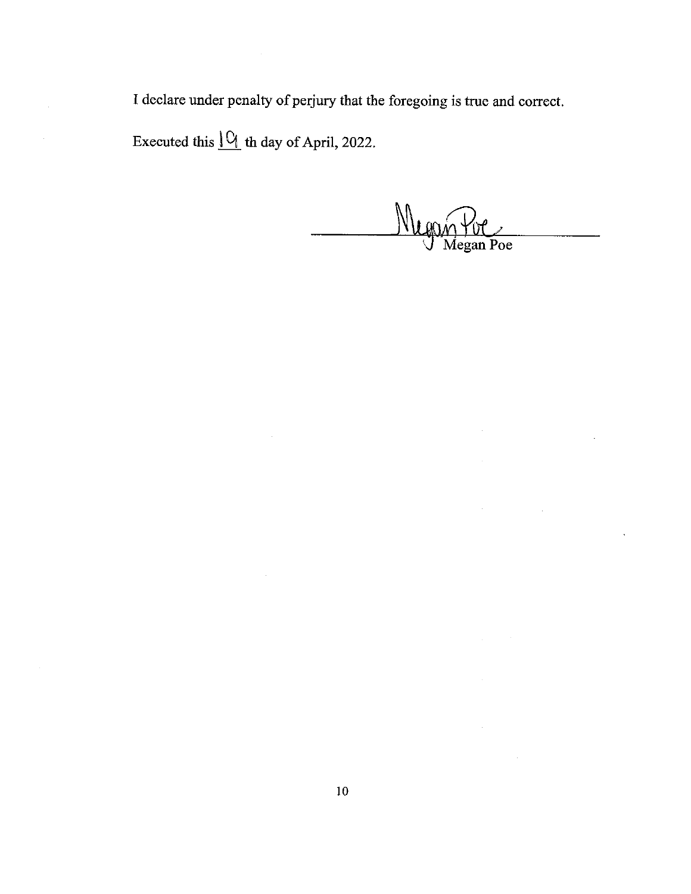I declare under penalty of perjury that the foregoing is true and correct.

Executed this 19 th day of April, 2022.

Megan Poe

Megan Poe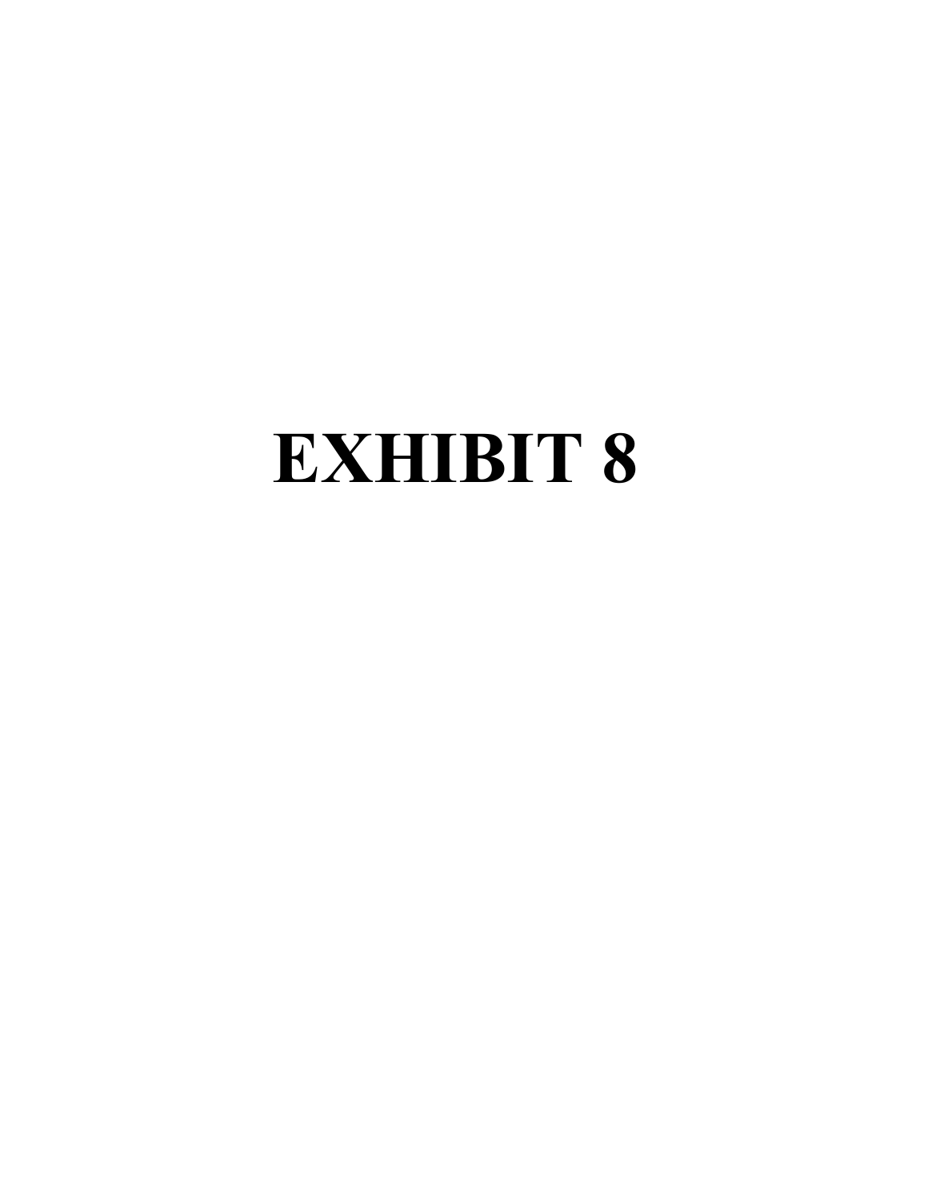# EXHIBIT 8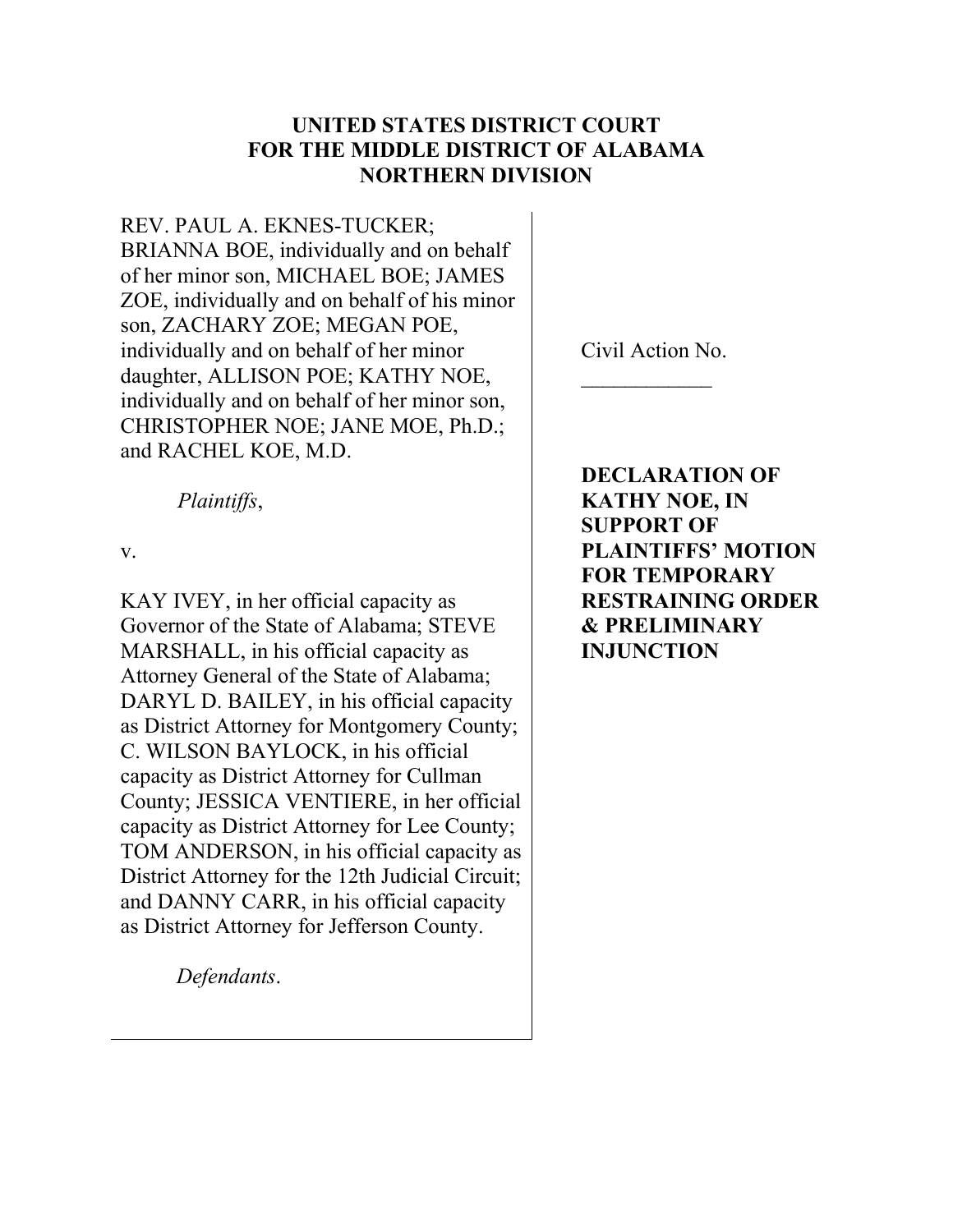**UNITED STATES DISTRICT COURT**
**FOR THE MIDDLE DISTRICT OF ALABAMA**
**NORTHERN DIVISION**

REV. PAUL A. EKNES-TUCKER; BRIANNA BOE, individually and on behalf of her minor son, MICHAEL BOE; JAMES ZOE, individually and on behalf of his minor son, ZACHARY ZOE; MEGAN POE, individually and on behalf of her minor daughter, ALLISON POE; KATHY NOE, individually and on behalf of her minor son, CHRISTOPHER NOE; JANE MOE, Ph.D.; and RACHEL KOE, M.D.

*Plaintiffs*,

v.

KAY IVEY, in her official capacity as Governor of the State of Alabama; STEVE MARSHALL, in his official capacity as Attorney General of the State of Alabama; DARYL D. BAILEY, in his official capacity as District Attorney for Montgomery County; C. WILSON BAYLOCK, in his official capacity as District Attorney for Cullman County; JESSICA VENTIERE, in her official capacity as District Attorney for Lee County; TOM ANDERSON, in his official capacity as District Attorney for the 12th Judicial Circuit; and DANNY CARR, in his official capacity as District Attorney for Jefferson County.

*Defendants*.

Civil Action No. ____________

**DECLARATION OF KATHY NOE, IN SUPPORT OF PLAINTIFFS' MOTION FOR TEMPORARY RESTRAINING ORDER & PRELIMINARY INJUNCTION**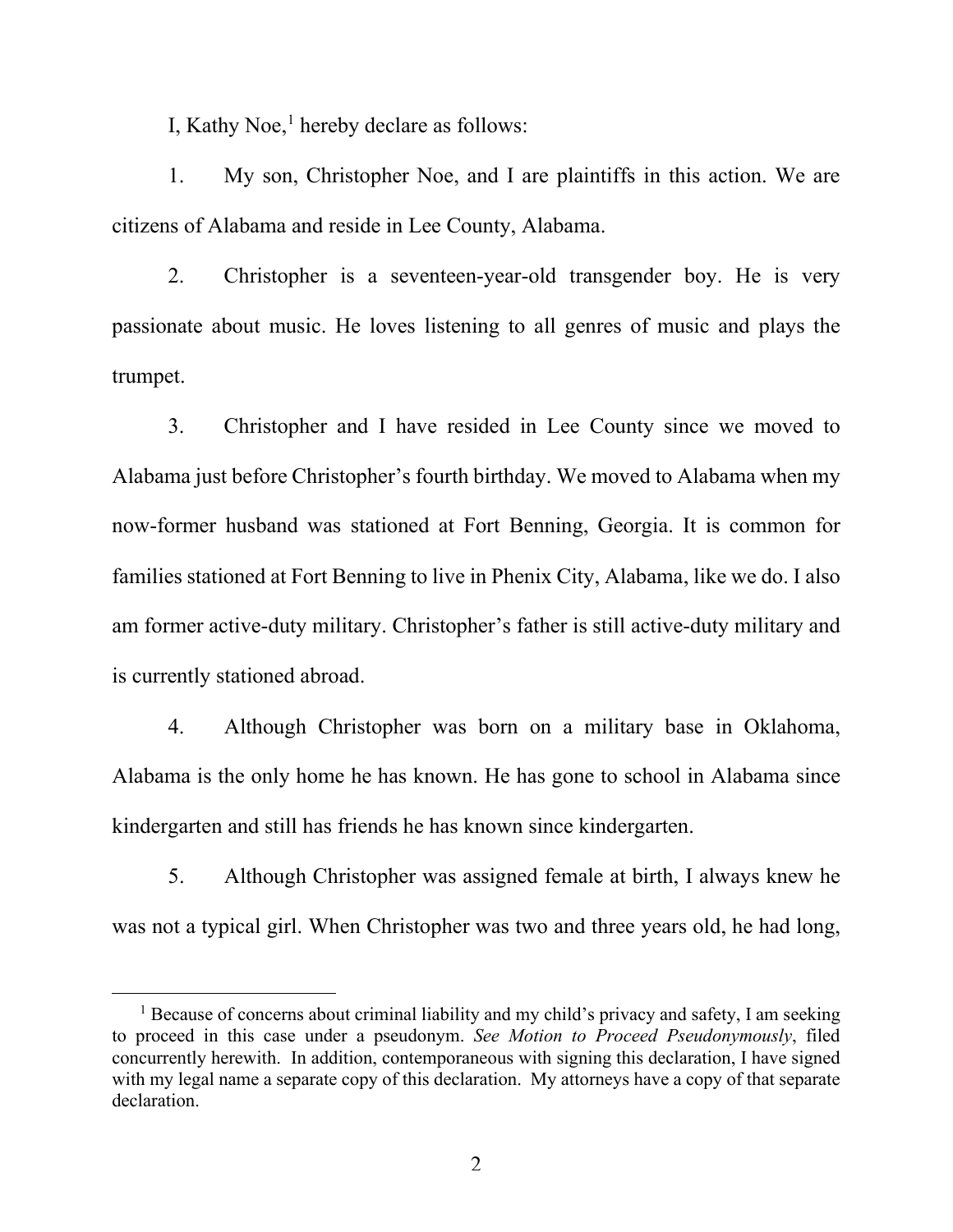I, Kathy Noe,[1] hereby declare as follows:

1. My son, Christopher Noe, and I are plaintiffs in this action. We are citizens of Alabama and reside in Lee County, Alabama.

2. Christopher is a seventeen-year-old transgender boy. He is very passionate about music. He loves listening to all genres of music and plays the trumpet.

3. Christopher and I have resided in Lee County since we moved to Alabama just before Christopher's fourth birthday. We moved to Alabama when my now-former husband was stationed at Fort Benning, Georgia. It is common for families stationed at Fort Benning to live in Phenix City, Alabama, like we do. I also am former active-duty military. Christopher's father is still active-duty military and is currently stationed abroad.

4. Although Christopher was born on a military base in Oklahoma, Alabama is the only home he has known. He has gone to school in Alabama since kindergarten and still has friends he has known since kindergarten.

5. Although Christopher was assigned female at birth, I always knew he was not a typical girl. When Christopher was two and three years old, he had long,

---

[1] Because of concerns about criminal liability and my child's privacy and safety, I am seeking to proceed in this case under a pseudonym. *See Motion to Proceed Pseudonymously*, filed concurrently herewith. In addition, contemporaneous with signing this declaration, I have signed with my legal name a separate copy of this declaration. My attorneys have a copy of that separate declaration.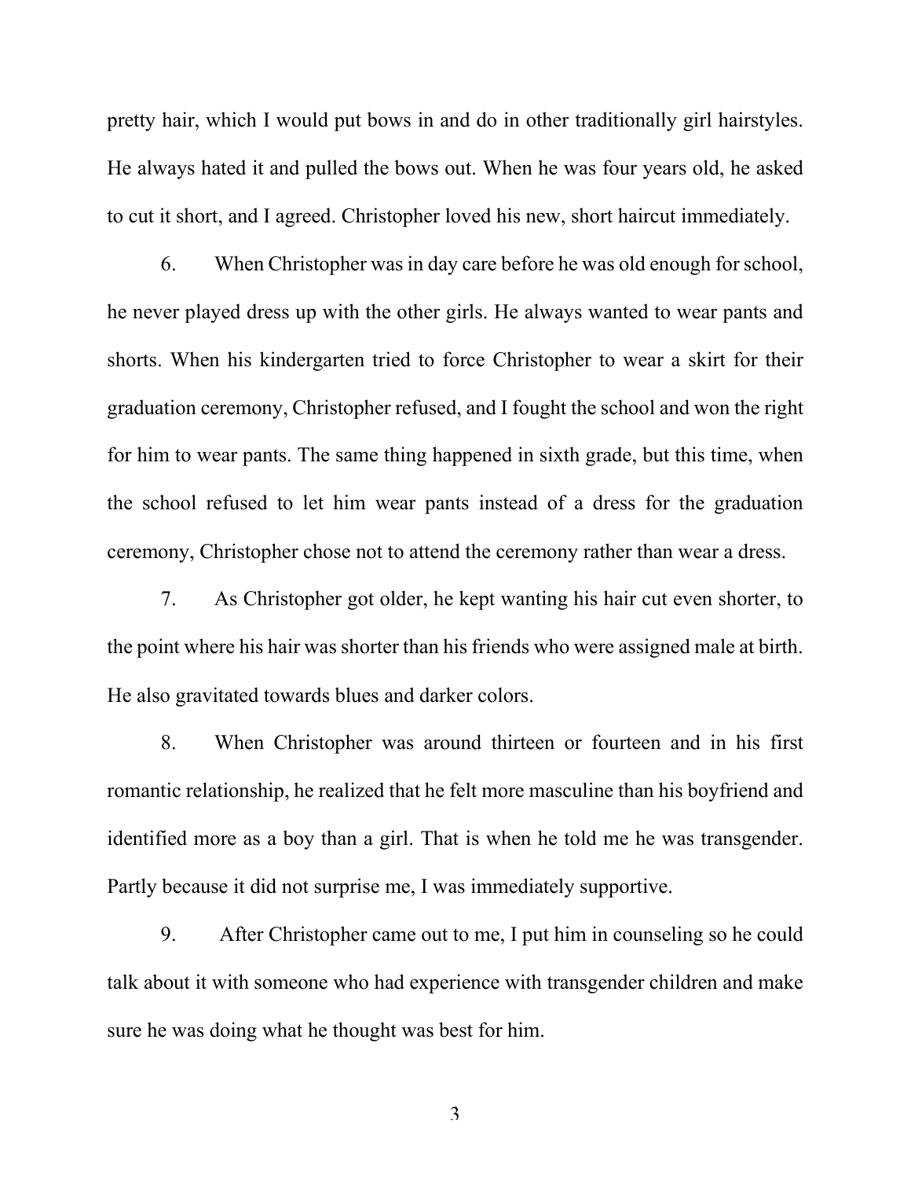pretty hair, which I would put bows in and do in other traditionally girl hairstyles. He always hated it and pulled the bows out. When he was four years old, he asked to cut it short, and I agreed. Christopher loved his new, short haircut immediately.

6. When Christopher was in day care before he was old enough for school, he never played dress up with the other girls. He always wanted to wear pants and shorts. When his kindergarten tried to force Christopher to wear a skirt for their graduation ceremony, Christopher refused, and I fought the school and won the right for him to wear pants. The same thing happened in sixth grade, but this time, when the school refused to let him wear pants instead of a dress for the graduation ceremony, Christopher chose not to attend the ceremony rather than wear a dress.

7. As Christopher got older, he kept wanting his hair cut even shorter, to the point where his hair was shorter than his friends who were assigned male at birth. He also gravitated towards blues and darker colors.

8. When Christopher was around thirteen or fourteen and in his first romantic relationship, he realized that he felt more masculine than his boyfriend and identified more as a boy than a girl. That is when he told me he was transgender. Partly because it did not surprise me, I was immediately supportive.

9. After Christopher came out to me, I put him in counseling so he could talk about it with someone who had experience with transgender children and make sure he was doing what he thought was best for him.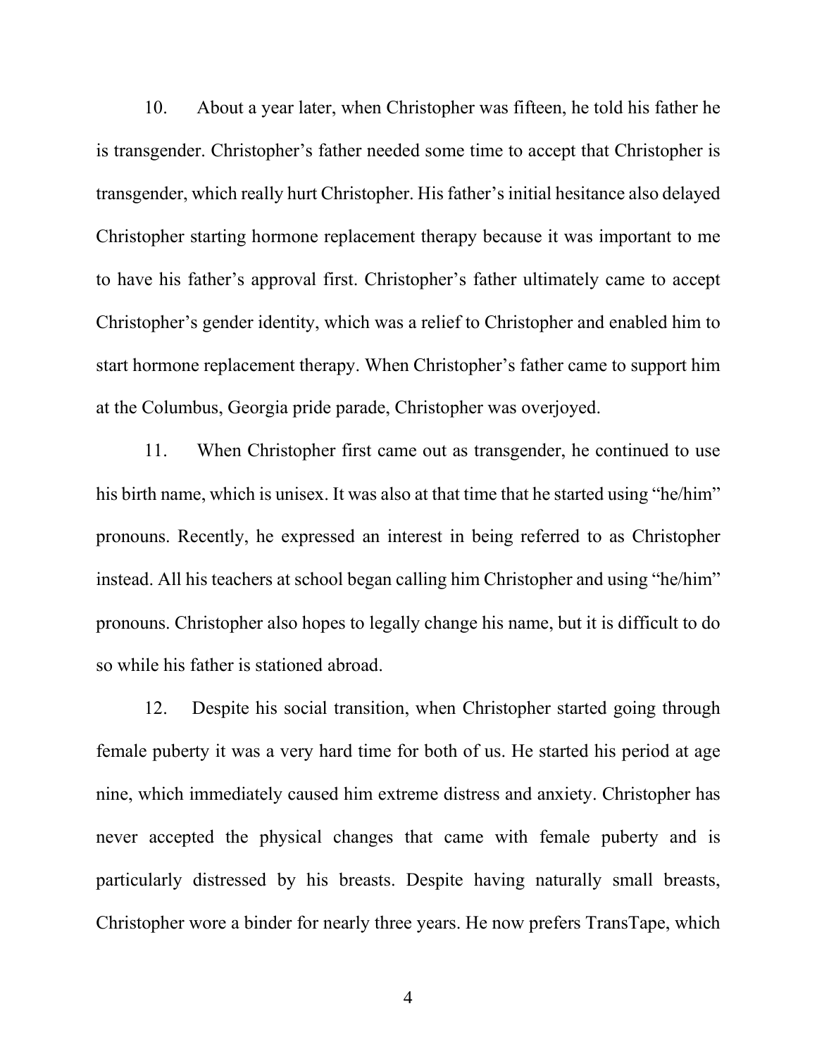10. About a year later, when Christopher was fifteen, he told his father he is transgender. Christopher's father needed some time to accept that Christopher is transgender, which really hurt Christopher. His father's initial hesitance also delayed Christopher starting hormone replacement therapy because it was important to me to have his father's approval first. Christopher's father ultimately came to accept Christopher's gender identity, which was a relief to Christopher and enabled him to start hormone replacement therapy. When Christopher's father came to support him at the Columbus, Georgia pride parade, Christopher was overjoyed.

11. When Christopher first came out as transgender, he continued to use his birth name, which is unisex. It was also at that time that he started using "he/him" pronouns. Recently, he expressed an interest in being referred to as Christopher instead. All his teachers at school began calling him Christopher and using "he/him" pronouns. Christopher also hopes to legally change his name, but it is difficult to do so while his father is stationed abroad.

12. Despite his social transition, when Christopher started going through female puberty it was a very hard time for both of us. He started his period at age nine, which immediately caused him extreme distress and anxiety. Christopher has never accepted the physical changes that came with female puberty and is particularly distressed by his breasts. Despite having naturally small breasts, Christopher wore a binder for nearly three years. He now prefers TransTape, which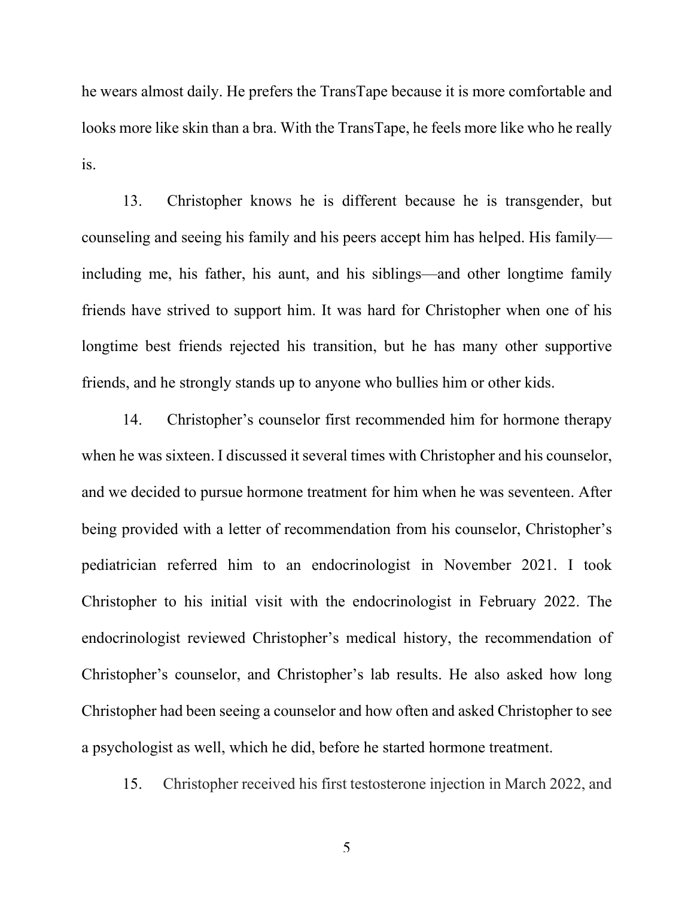he wears almost daily. He prefers the TransTape because it is more comfortable and looks more like skin than a bra. With the TransTape, he feels more like who he really is.

13. Christopher knows he is different because he is transgender, but counseling and seeing his family and his peers accept him has helped. His family—including me, his father, his aunt, and his siblings—and other longtime family friends have strived to support him. It was hard for Christopher when one of his longtime best friends rejected his transition, but he has many other supportive friends, and he strongly stands up to anyone who bullies him or other kids.

14. Christopher's counselor first recommended him for hormone therapy when he was sixteen. I discussed it several times with Christopher and his counselor, and we decided to pursue hormone treatment for him when he was seventeen. After being provided with a letter of recommendation from his counselor, Christopher's pediatrician referred him to an endocrinologist in November 2021. I took Christopher to his initial visit with the endocrinologist in February 2022. The endocrinologist reviewed Christopher's medical history, the recommendation of Christopher's counselor, and Christopher's lab results. He also asked how long Christopher had been seeing a counselor and how often and asked Christopher to see a psychologist as well, which he did, before he started hormone treatment.

15. Christopher received his first testosterone injection in March 2022, and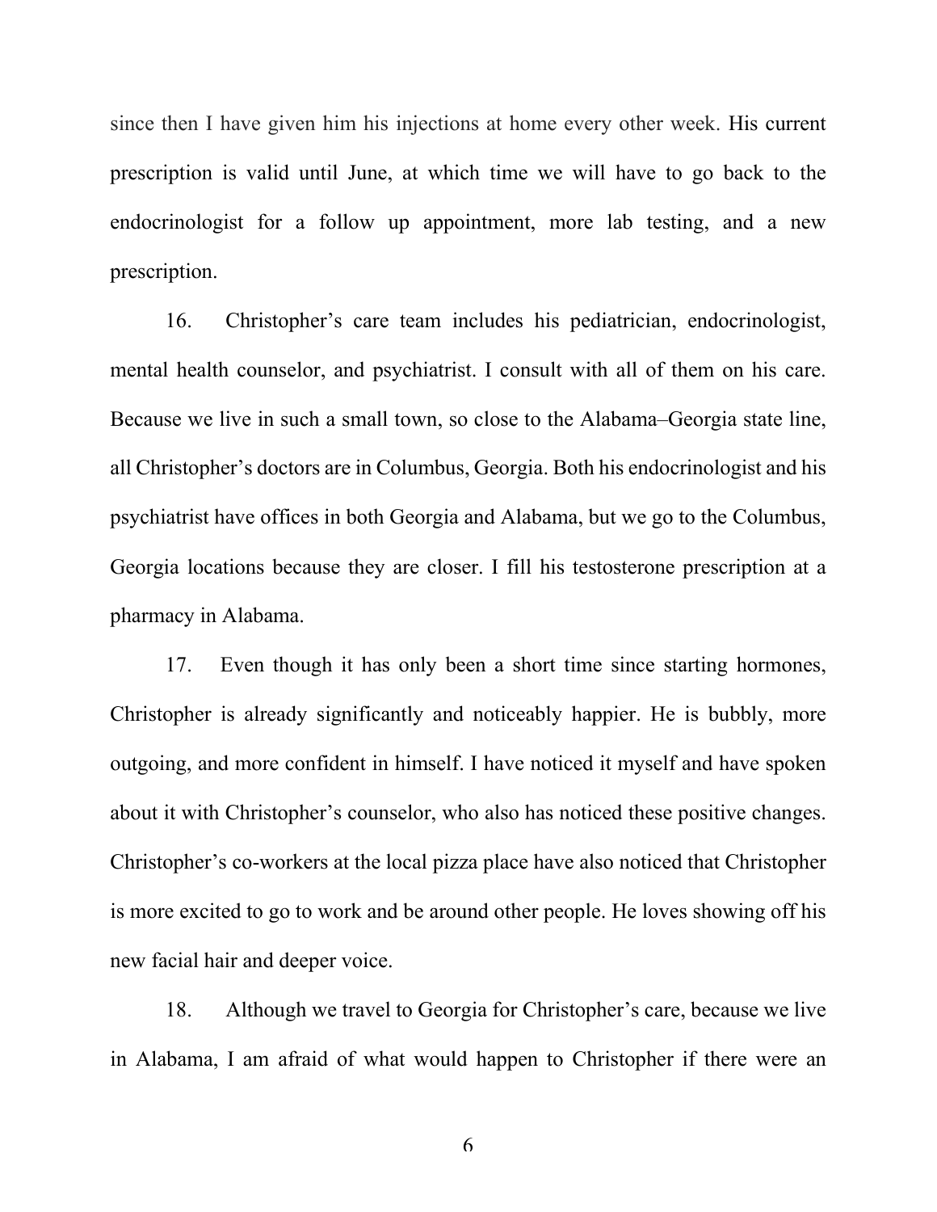since then I have given him his injections at home every other week. His current prescription is valid until June, at which time we will have to go back to the endocrinologist for a follow up appointment, more lab testing, and a new prescription.

16. Christopher's care team includes his pediatrician, endocrinologist, mental health counselor, and psychiatrist. I consult with all of them on his care. Because we live in such a small town, so close to the Alabama–Georgia state line, all Christopher's doctors are in Columbus, Georgia. Both his endocrinologist and his psychiatrist have offices in both Georgia and Alabama, but we go to the Columbus, Georgia locations because they are closer. I fill his testosterone prescription at a pharmacy in Alabama.

17. Even though it has only been a short time since starting hormones, Christopher is already significantly and noticeably happier. He is bubbly, more outgoing, and more confident in himself. I have noticed it myself and have spoken about it with Christopher's counselor, who also has noticed these positive changes. Christopher's co-workers at the local pizza place have also noticed that Christopher is more excited to go to work and be around other people. He loves showing off his new facial hair and deeper voice.

18. Although we travel to Georgia for Christopher's care, because we live in Alabama, I am afraid of what would happen to Christopher if there were an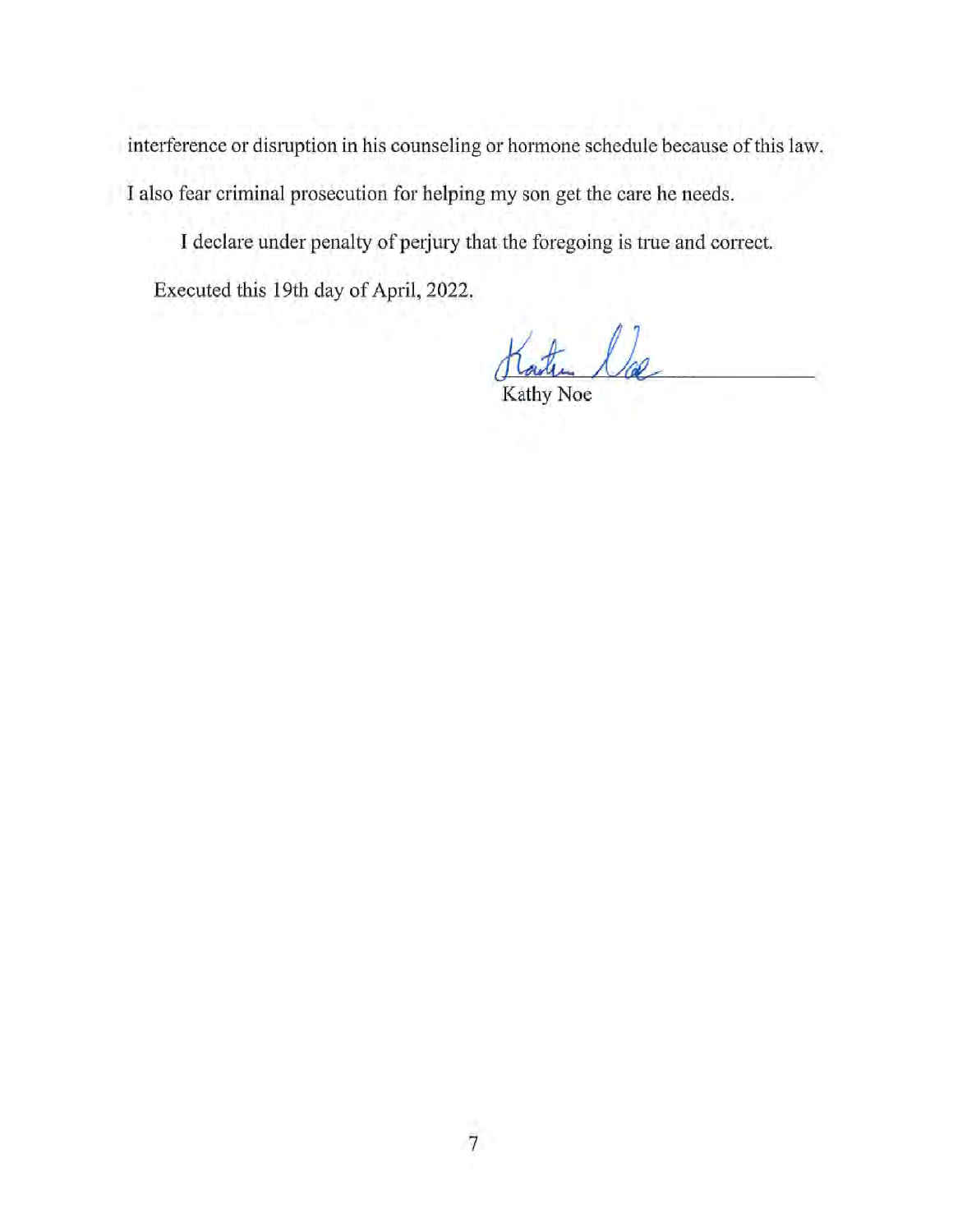interference or disruption in his counseling or hormone schedule because of this law. I also fear criminal prosecution for helping my son get the care he needs.

I declare under penalty of perjury that the foregoing is true and correct.

Executed this 19th day of April, 2022.

Kathy Noe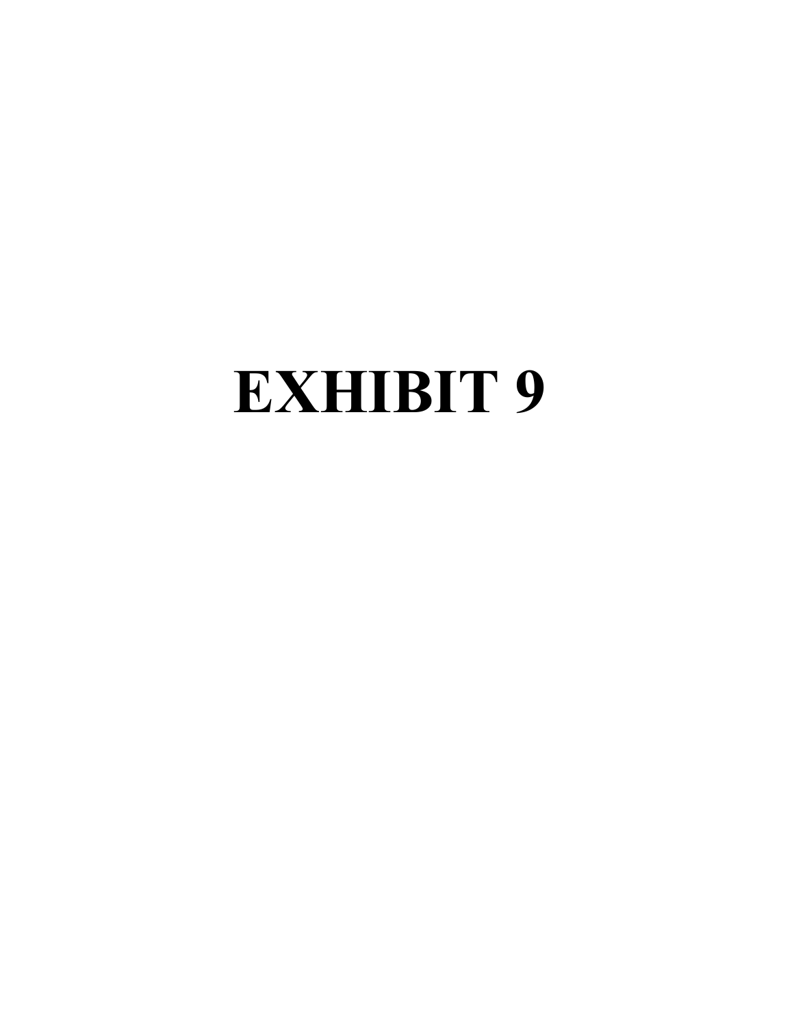# EXHIBIT 9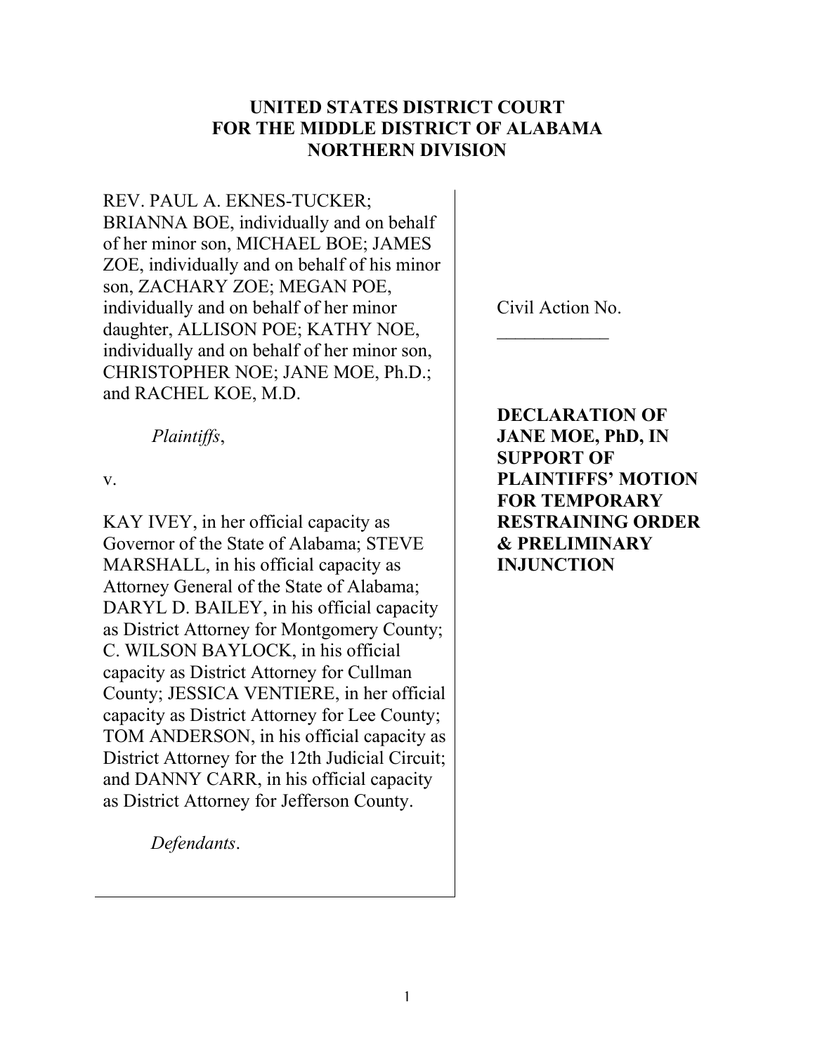# UNITED STATES DISTRICT COURT
# FOR THE MIDDLE DISTRICT OF ALABAMA
# NORTHERN DIVISION

REV. PAUL A. EKNES-TUCKER; BRIANNA BOE, individually and on behalf of her minor son, MICHAEL BOE; JAMES ZOE, individually and on behalf of his minor son, ZACHARY ZOE; MEGAN POE, individually and on behalf of her minor daughter, ALLISON POE; KATHY NOE, individually and on behalf of her minor son, CHRISTOPHER NOE; JANE MOE, Ph.D.; and RACHEL KOE, M.D.

*Plaintiffs*,

v.

KAY IVEY, in her official capacity as Governor of the State of Alabama; STEVE MARSHALL, in his official capacity as Attorney General of the State of Alabama; DARYL D. BAILEY, in his official capacity as District Attorney for Montgomery County; C. WILSON BAYLOCK, in his official capacity as District Attorney for Cullman County; JESSICA VENTIERE, in her official capacity as District Attorney for Lee County; TOM ANDERSON, in his official capacity as District Attorney for the 12th Judicial Circuit; and DANNY CARR, in his official capacity as District Attorney for Jefferson County.

*Defendants*.

Civil Action No. ____________

**DECLARATION OF JANE MOE, PhD, IN SUPPORT OF PLAINTIFFS' MOTION FOR TEMPORARY RESTRAINING ORDER & PRELIMINARY INJUNCTION**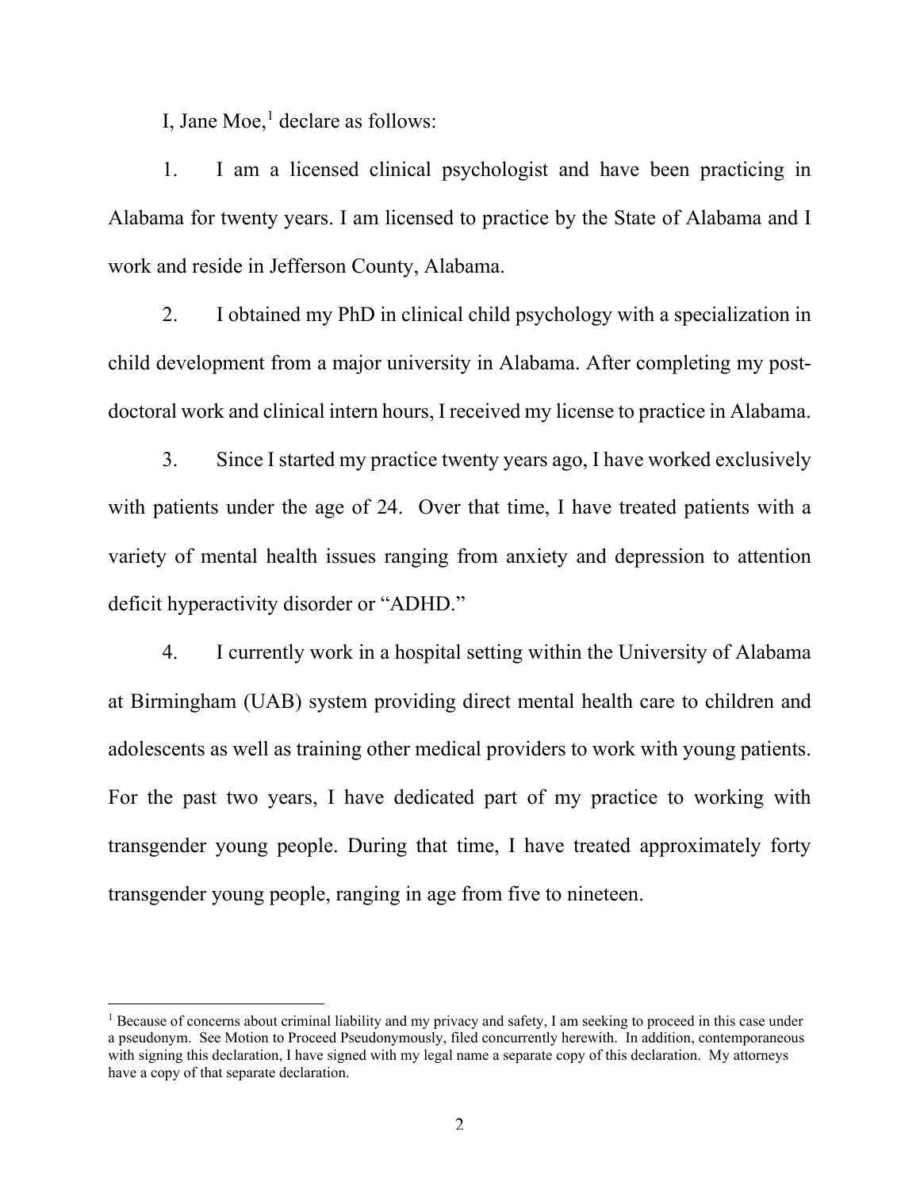I, Jane Moe,[1] declare as follows:

1. I am a licensed clinical psychologist and have been practicing in Alabama for twenty years. I am licensed to practice by the State of Alabama and I work and reside in Jefferson County, Alabama.

2. I obtained my PhD in clinical child psychology with a specialization in child development from a major university in Alabama. After completing my post-doctoral work and clinical intern hours, I received my license to practice in Alabama.

3. Since I started my practice twenty years ago, I have worked exclusively with patients under the age of 24. Over that time, I have treated patients with a variety of mental health issues ranging from anxiety and depression to attention deficit hyperactivity disorder or "ADHD."

4. I currently work in a hospital setting within the University of Alabama at Birmingham (UAB) system providing direct mental health care to children and adolescents as well as training other medical providers to work with young patients. For the past two years, I have dedicated part of my practice to working with transgender young people. During that time, I have treated approximately forty transgender young people, ranging in age from five to nineteen.

---

[1] Because of concerns about criminal liability and my privacy and safety, I am seeking to proceed in this case under a pseudonym. See Motion to Proceed Pseudonymously, filed concurrently herewith. In addition, contemporaneous with signing this declaration, I have signed with my legal name a separate copy of this declaration. My attorneys have a copy of that separate declaration.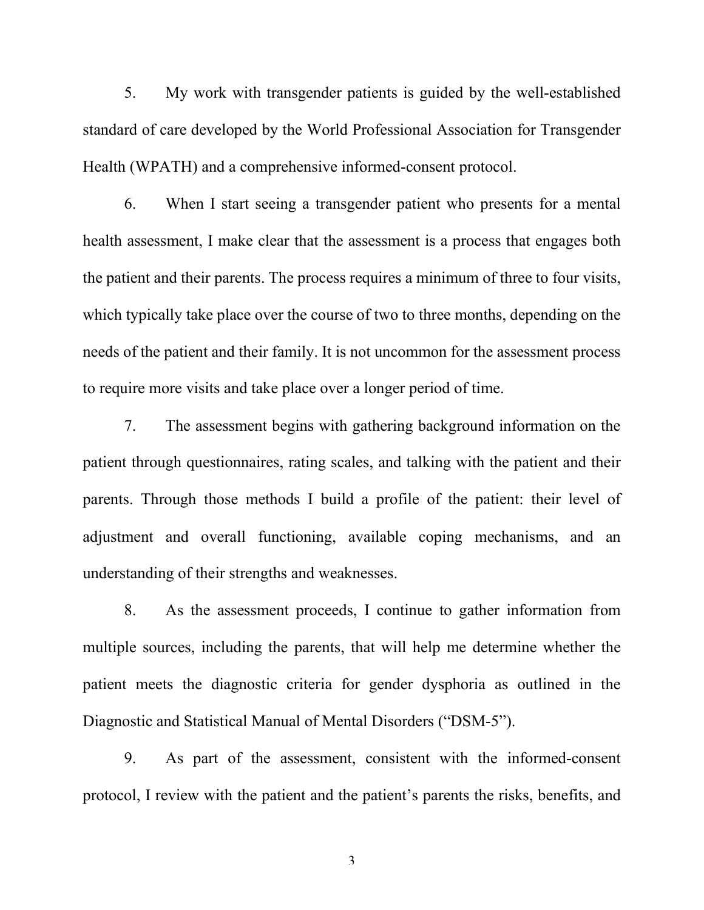5. My work with transgender patients is guided by the well-established standard of care developed by the World Professional Association for Transgender Health (WPATH) and a comprehensive informed-consent protocol.

6. When I start seeing a transgender patient who presents for a mental health assessment, I make clear that the assessment is a process that engages both the patient and their parents. The process requires a minimum of three to four visits, which typically take place over the course of two to three months, depending on the needs of the patient and their family. It is not uncommon for the assessment process to require more visits and take place over a longer period of time.

7. The assessment begins with gathering background information on the patient through questionnaires, rating scales, and talking with the patient and their parents. Through those methods I build a profile of the patient: their level of adjustment and overall functioning, available coping mechanisms, and an understanding of their strengths and weaknesses.

8. As the assessment proceeds, I continue to gather information from multiple sources, including the parents, that will help me determine whether the patient meets the diagnostic criteria for gender dysphoria as outlined in the Diagnostic and Statistical Manual of Mental Disorders ("DSM-5").

9. As part of the assessment, consistent with the informed-consent protocol, I review with the patient and the patient's parents the risks, benefits, and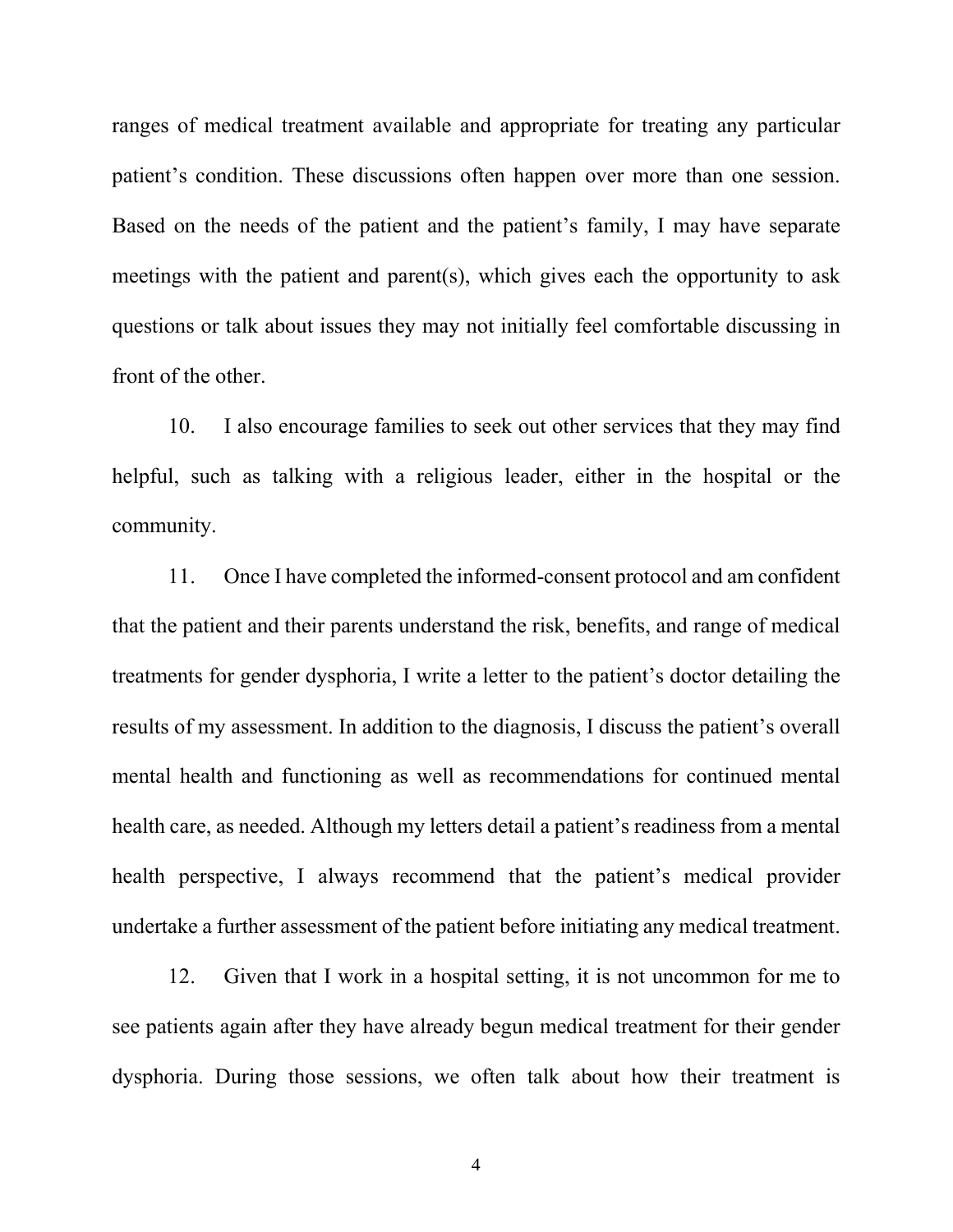ranges of medical treatment available and appropriate for treating any particular patient's condition. These discussions often happen over more than one session. Based on the needs of the patient and the patient's family, I may have separate meetings with the patient and parent(s), which gives each the opportunity to ask questions or talk about issues they may not initially feel comfortable discussing in front of the other.

10. I also encourage families to seek out other services that they may find helpful, such as talking with a religious leader, either in the hospital or the community.

11. Once I have completed the informed-consent protocol and am confident that the patient and their parents understand the risk, benefits, and range of medical treatments for gender dysphoria, I write a letter to the patient's doctor detailing the results of my assessment. In addition to the diagnosis, I discuss the patient's overall mental health and functioning as well as recommendations for continued mental health care, as needed. Although my letters detail a patient's readiness from a mental health perspective, I always recommend that the patient's medical provider undertake a further assessment of the patient before initiating any medical treatment.

12. Given that I work in a hospital setting, it is not uncommon for me to see patients again after they have already begun medical treatment for their gender dysphoria. During those sessions, we often talk about how their treatment is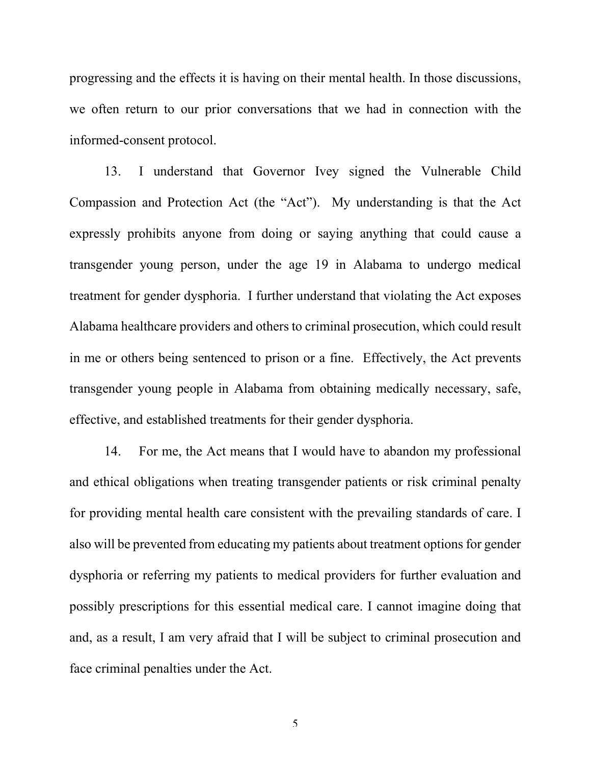progressing and the effects it is having on their mental health. In those discussions, we often return to our prior conversations that we had in connection with the informed-consent protocol.

13. I understand that Governor Ivey signed the Vulnerable Child Compassion and Protection Act (the "Act"). My understanding is that the Act expressly prohibits anyone from doing or saying anything that could cause a transgender young person, under the age 19 in Alabama to undergo medical treatment for gender dysphoria. I further understand that violating the Act exposes Alabama healthcare providers and others to criminal prosecution, which could result in me or others being sentenced to prison or a fine. Effectively, the Act prevents transgender young people in Alabama from obtaining medically necessary, safe, effective, and established treatments for their gender dysphoria.

14. For me, the Act means that I would have to abandon my professional and ethical obligations when treating transgender patients or risk criminal penalty for providing mental health care consistent with the prevailing standards of care. I also will be prevented from educating my patients about treatment options for gender dysphoria or referring my patients to medical providers for further evaluation and possibly prescriptions for this essential medical care. I cannot imagine doing that and, as a result, I am very afraid that I will be subject to criminal prosecution and face criminal penalties under the Act.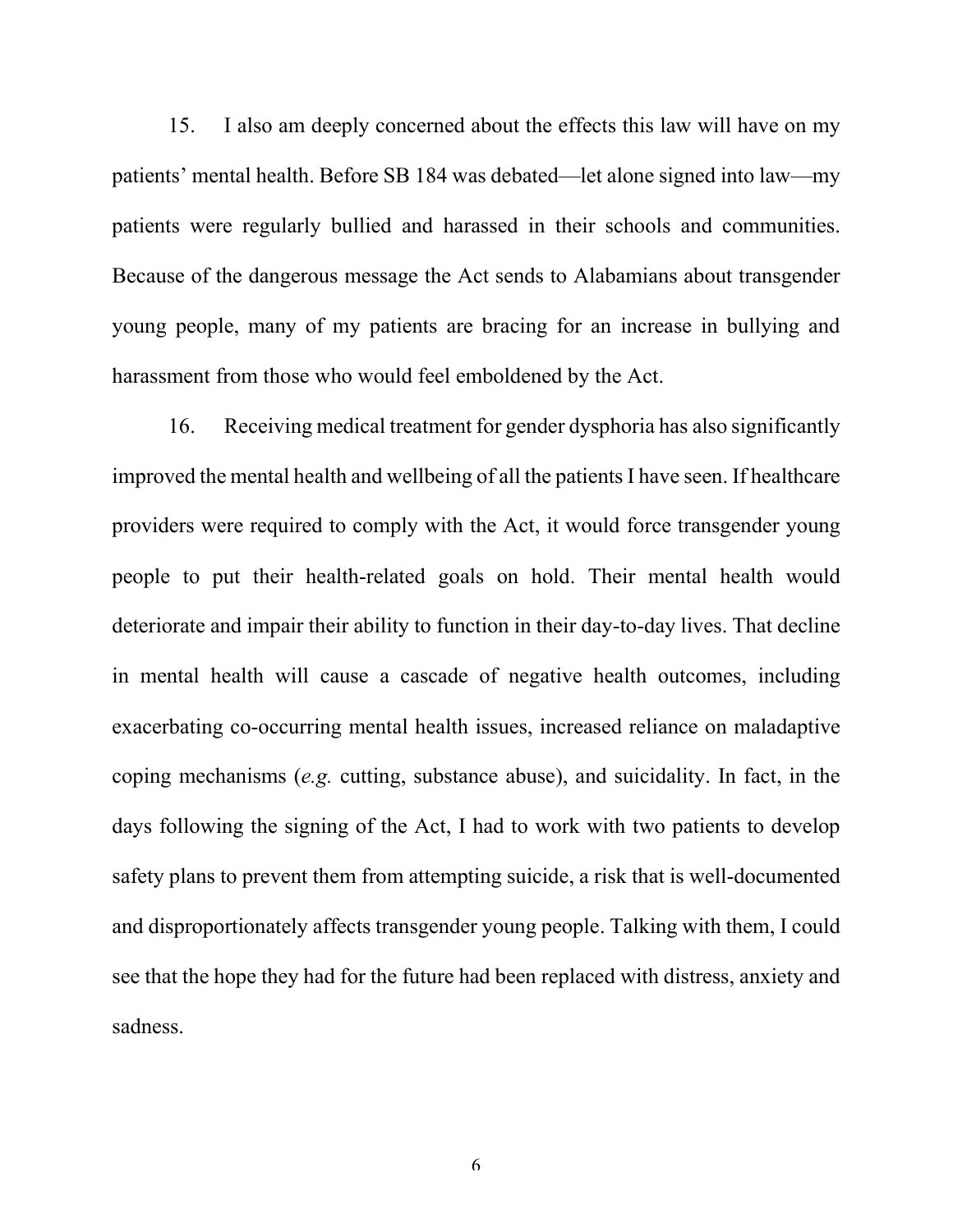15. I also am deeply concerned about the effects this law will have on my patients' mental health. Before SB 184 was debated—let alone signed into law—my patients were regularly bullied and harassed in their schools and communities. Because of the dangerous message the Act sends to Alabamians about transgender young people, many of my patients are bracing for an increase in bullying and harassment from those who would feel emboldened by the Act.

16. Receiving medical treatment for gender dysphoria has also significantly improved the mental health and wellbeing of all the patients I have seen. If healthcare providers were required to comply with the Act, it would force transgender young people to put their health-related goals on hold. Their mental health would deteriorate and impair their ability to function in their day-to-day lives. That decline in mental health will cause a cascade of negative health outcomes, including exacerbating co-occurring mental health issues, increased reliance on maladaptive coping mechanisms (*e.g.* cutting, substance abuse), and suicidality. In fact, in the days following the signing of the Act, I had to work with two patients to develop safety plans to prevent them from attempting suicide, a risk that is well-documented and disproportionately affects transgender young people. Talking with them, I could see that the hope they had for the future had been replaced with distress, anxiety and sadness.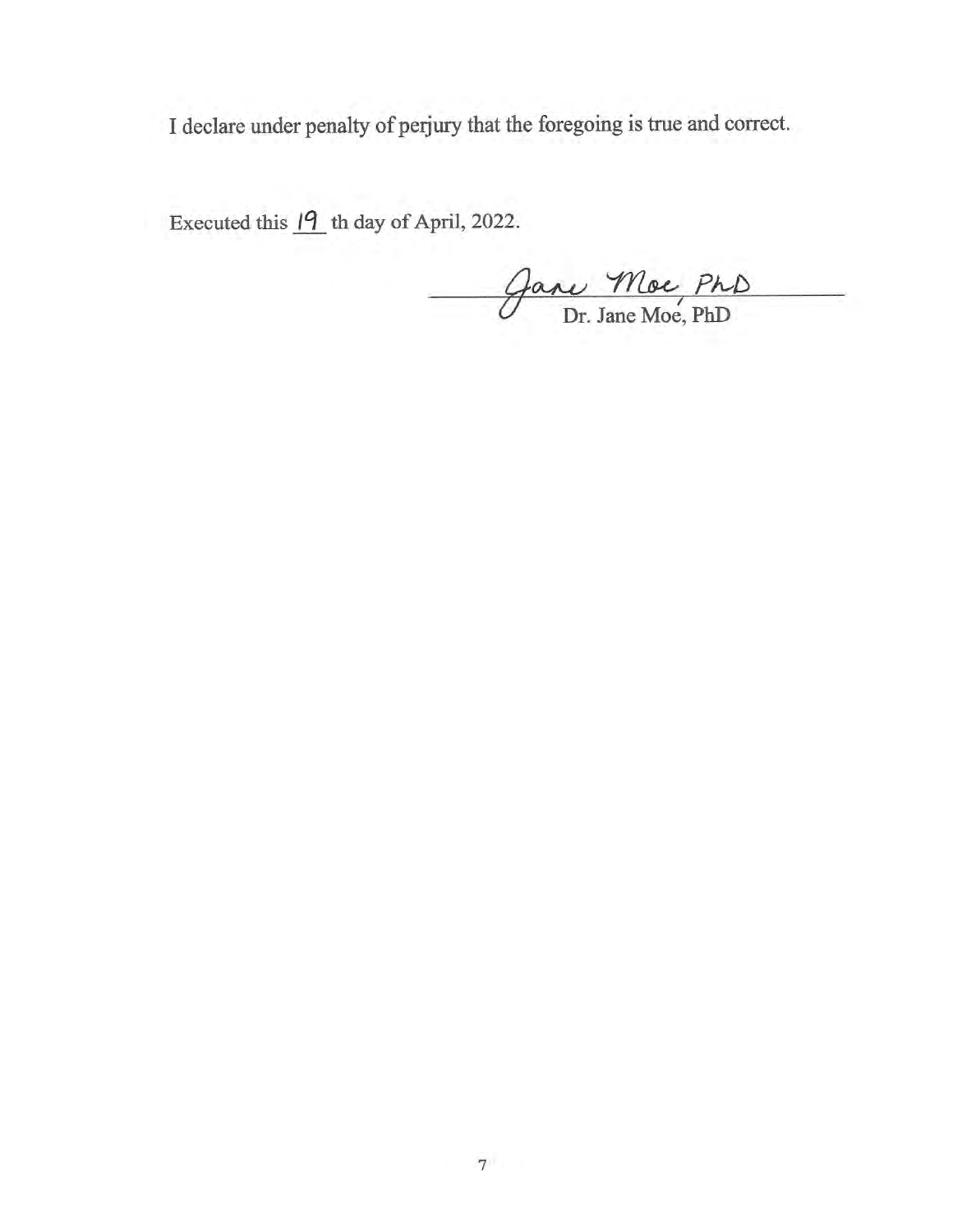I declare under penalty of perjury that the foregoing is true and correct.

Executed this 19 th day of April, 2022.

Jane Moe, PhD

Dr. Jane Moe, PhD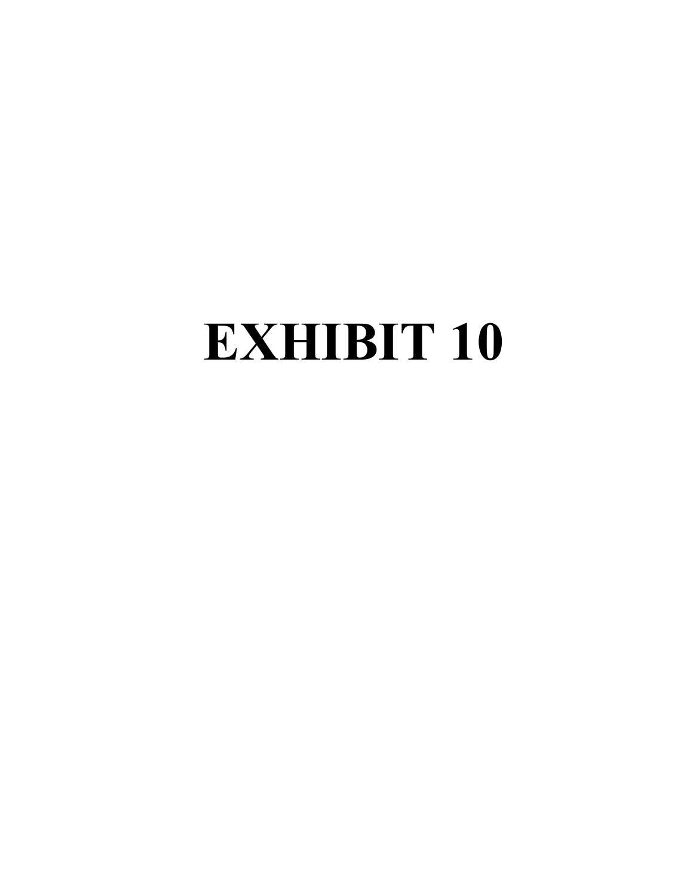# EXHIBIT 10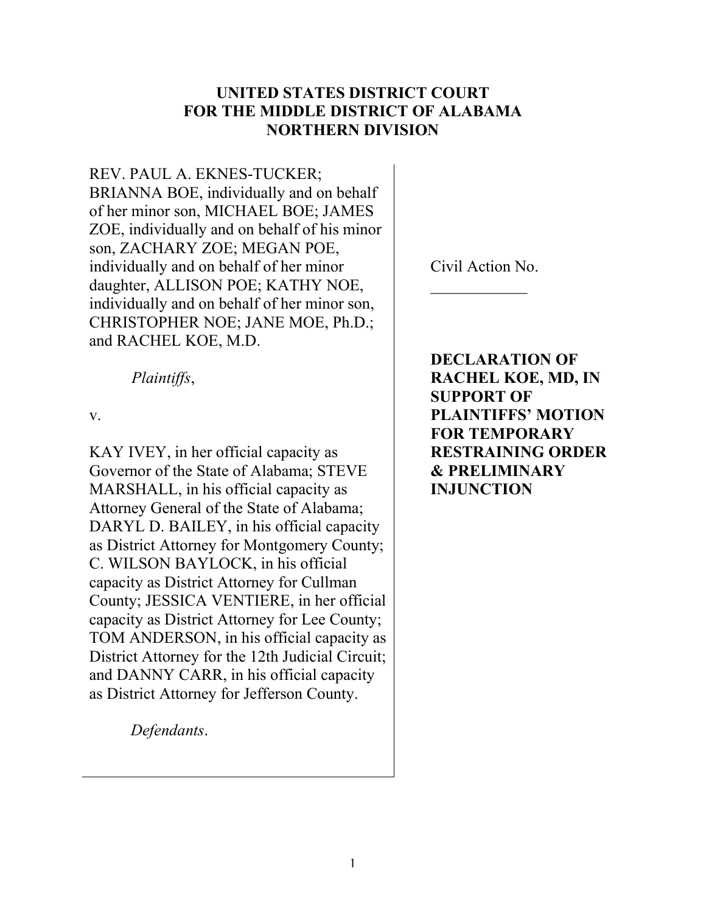**UNITED STATES DISTRICT COURT**
**FOR THE MIDDLE DISTRICT OF ALABAMA**
**NORTHERN DIVISION**

REV. PAUL A. EKNES-TUCKER; BRIANNA BOE, individually and on behalf of her minor son, MICHAEL BOE; JAMES ZOE, individually and on behalf of his minor son, ZACHARY ZOE; MEGAN POE, individually and on behalf of her minor daughter, ALLISON POE; KATHY NOE, individually and on behalf of her minor son, CHRISTOPHER NOE; JANE MOE, Ph.D.; and RACHEL KOE, M.D.

*Plaintiffs*,

v.

KAY IVEY, in her official capacity as Governor of the State of Alabama; STEVE MARSHALL, in his official capacity as Attorney General of the State of Alabama; DARYL D. BAILEY, in his official capacity as District Attorney for Montgomery County; C. WILSON BAYLOCK, in his official capacity as District Attorney for Cullman County; JESSICA VENTIERE, in her official capacity as District Attorney for Lee County; TOM ANDERSON, in his official capacity as District Attorney for the 12th Judicial Circuit; and DANNY CARR, in his official capacity as District Attorney for Jefferson County.

*Defendants*.

Civil Action No. ____________

**DECLARATION OF RACHEL KOE, MD, IN SUPPORT OF PLAINTIFFS' MOTION FOR TEMPORARY RESTRAINING ORDER & PRELIMINARY INJUNCTION**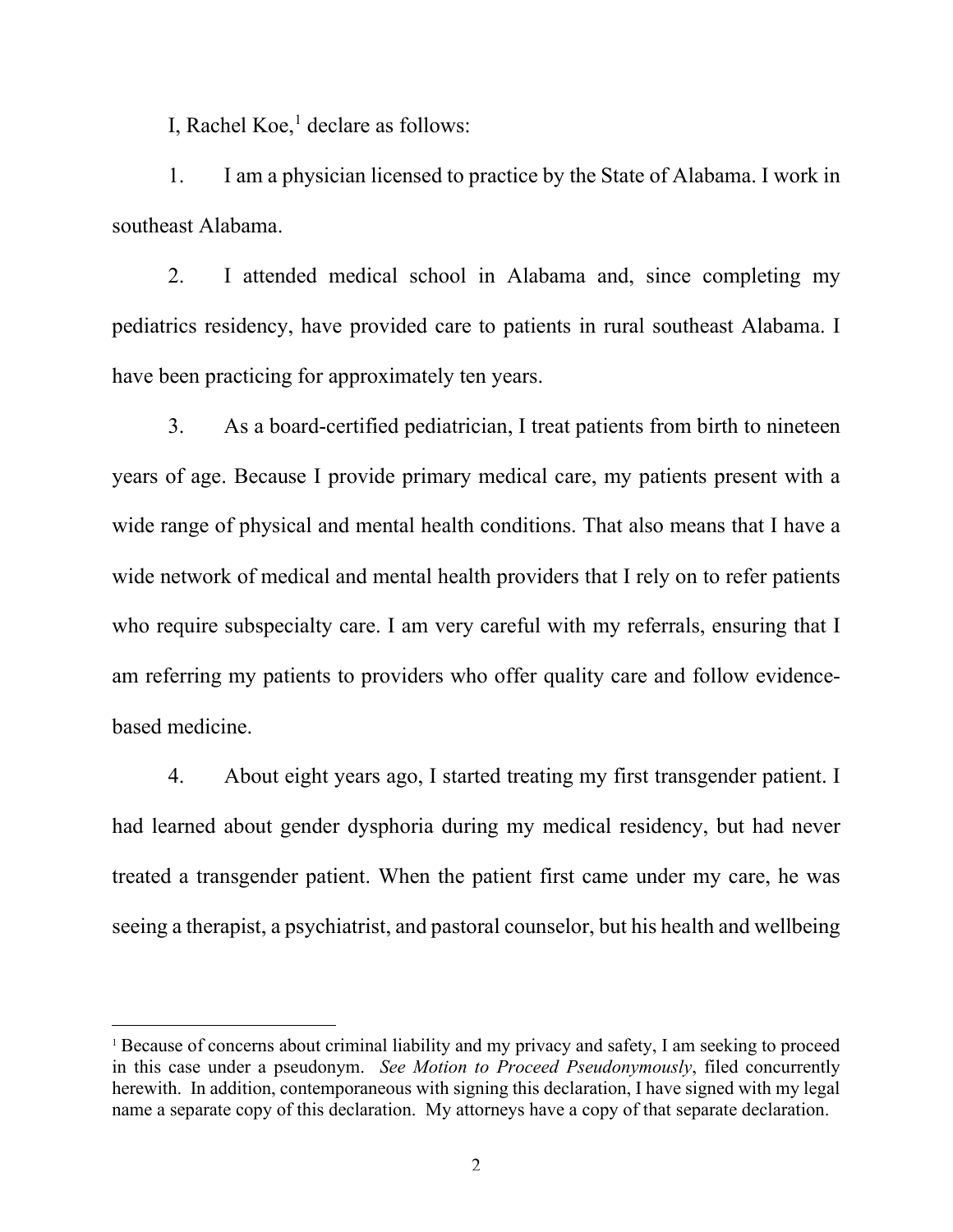I, Rachel Koe,[1] declare as follows:

1. I am a physician licensed to practice by the State of Alabama. I work in southeast Alabama.

2. I attended medical school in Alabama and, since completing my pediatrics residency, have provided care to patients in rural southeast Alabama. I have been practicing for approximately ten years.

3. As a board-certified pediatrician, I treat patients from birth to nineteen years of age. Because I provide primary medical care, my patients present with a wide range of physical and mental health conditions. That also means that I have a wide network of medical and mental health providers that I rely on to refer patients who require subspecialty care. I am very careful with my referrals, ensuring that I am referring my patients to providers who offer quality care and follow evidence-based medicine.

4. About eight years ago, I started treating my first transgender patient. I had learned about gender dysphoria during my medical residency, but had never treated a transgender patient. When the patient first came under my care, he was seeing a therapist, a psychiatrist, and pastoral counselor, but his health and wellbeing

[1] Because of concerns about criminal liability and my privacy and safety, I am seeking to proceed in this case under a pseudonym. *See Motion to Proceed Pseudonymously*, filed concurrently herewith. In addition, contemporaneous with signing this declaration, I have signed with my legal name a separate copy of this declaration. My attorneys have a copy of that separate declaration.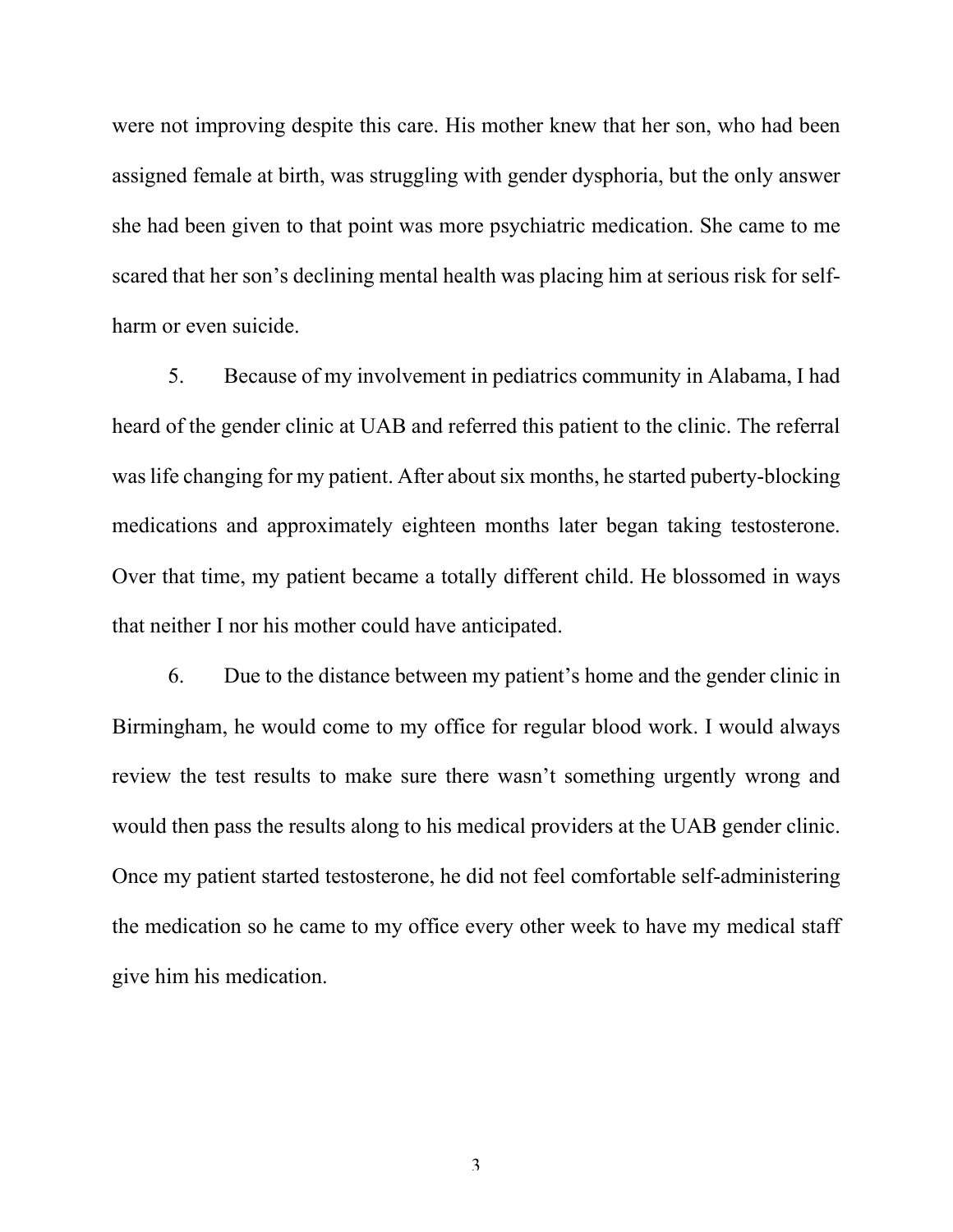were not improving despite this care. His mother knew that her son, who had been assigned female at birth, was struggling with gender dysphoria, but the only answer she had been given to that point was more psychiatric medication. She came to me scared that her son's declining mental health was placing him at serious risk for self-harm or even suicide.

5. Because of my involvement in pediatrics community in Alabama, I had heard of the gender clinic at UAB and referred this patient to the clinic. The referral was life changing for my patient. After about six months, he started puberty-blocking medications and approximately eighteen months later began taking testosterone. Over that time, my patient became a totally different child. He blossomed in ways that neither I nor his mother could have anticipated.

6. Due to the distance between my patient's home and the gender clinic in Birmingham, he would come to my office for regular blood work. I would always review the test results to make sure there wasn't something urgently wrong and would then pass the results along to his medical providers at the UAB gender clinic. Once my patient started testosterone, he did not feel comfortable self-administering the medication so he came to my office every other week to have my medical staff give him his medication.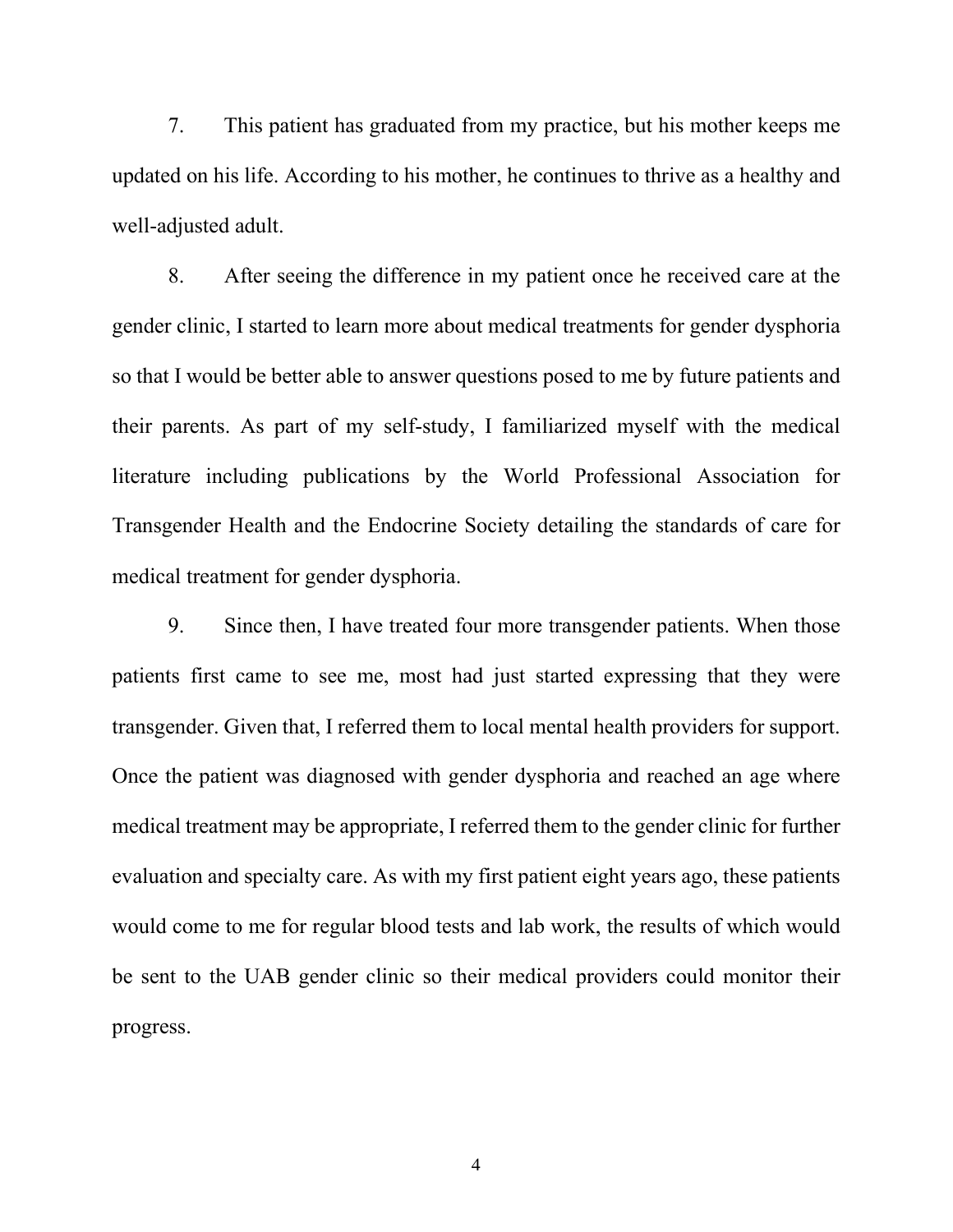7. This patient has graduated from my practice, but his mother keeps me updated on his life. According to his mother, he continues to thrive as a healthy and well-adjusted adult.

8. After seeing the difference in my patient once he received care at the gender clinic, I started to learn more about medical treatments for gender dysphoria so that I would be better able to answer questions posed to me by future patients and their parents. As part of my self-study, I familiarized myself with the medical literature including publications by the World Professional Association for Transgender Health and the Endocrine Society detailing the standards of care for medical treatment for gender dysphoria.

9. Since then, I have treated four more transgender patients. When those patients first came to see me, most had just started expressing that they were transgender. Given that, I referred them to local mental health providers for support. Once the patient was diagnosed with gender dysphoria and reached an age where medical treatment may be appropriate, I referred them to the gender clinic for further evaluation and specialty care. As with my first patient eight years ago, these patients would come to me for regular blood tests and lab work, the results of which would be sent to the UAB gender clinic so their medical providers could monitor their progress.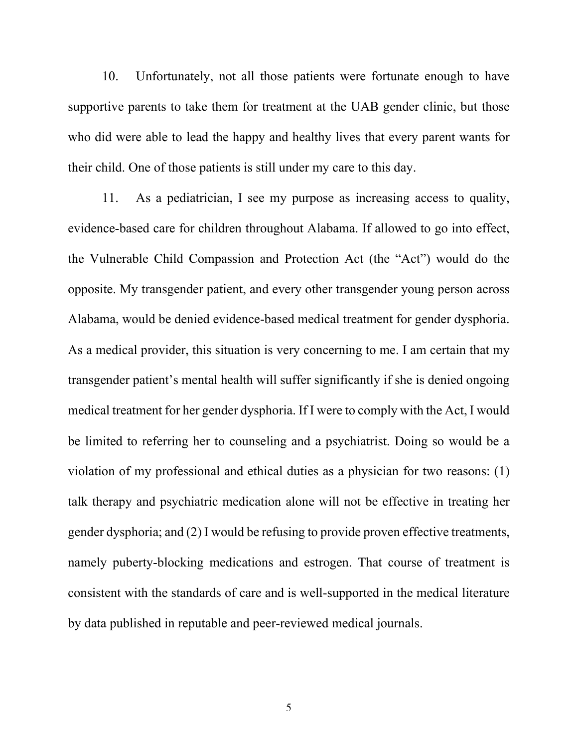10. Unfortunately, not all those patients were fortunate enough to have supportive parents to take them for treatment at the UAB gender clinic, but those who did were able to lead the happy and healthy lives that every parent wants for their child. One of those patients is still under my care to this day.

11. As a pediatrician, I see my purpose as increasing access to quality, evidence-based care for children throughout Alabama. If allowed to go into effect, the Vulnerable Child Compassion and Protection Act (the "Act") would do the opposite. My transgender patient, and every other transgender young person across Alabama, would be denied evidence-based medical treatment for gender dysphoria. As a medical provider, this situation is very concerning to me. I am certain that my transgender patient's mental health will suffer significantly if she is denied ongoing medical treatment for her gender dysphoria. If I were to comply with the Act, I would be limited to referring her to counseling and a psychiatrist. Doing so would be a violation of my professional and ethical duties as a physician for two reasons: (1) talk therapy and psychiatric medication alone will not be effective in treating her gender dysphoria; and (2) I would be refusing to provide proven effective treatments, namely puberty-blocking medications and estrogen. That course of treatment is consistent with the standards of care and is well-supported in the medical literature by data published in reputable and peer-reviewed medical journals.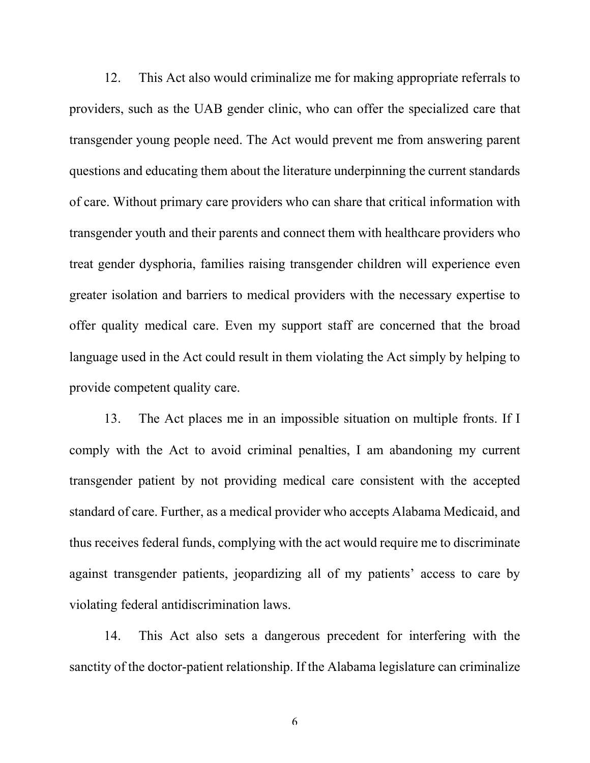12. This Act also would criminalize me for making appropriate referrals to providers, such as the UAB gender clinic, who can offer the specialized care that transgender young people need. The Act would prevent me from answering parent questions and educating them about the literature underpinning the current standards of care. Without primary care providers who can share that critical information with transgender youth and their parents and connect them with healthcare providers who treat gender dysphoria, families raising transgender children will experience even greater isolation and barriers to medical providers with the necessary expertise to offer quality medical care. Even my support staff are concerned that the broad language used in the Act could result in them violating the Act simply by helping to provide competent quality care.

13. The Act places me in an impossible situation on multiple fronts. If I comply with the Act to avoid criminal penalties, I am abandoning my current transgender patient by not providing medical care consistent with the accepted standard of care. Further, as a medical provider who accepts Alabama Medicaid, and thus receives federal funds, complying with the act would require me to discriminate against transgender patients, jeopardizing all of my patients' access to care by violating federal antidiscrimination laws.

14. This Act also sets a dangerous precedent for interfering with the sanctity of the doctor-patient relationship. If the Alabama legislature can criminalize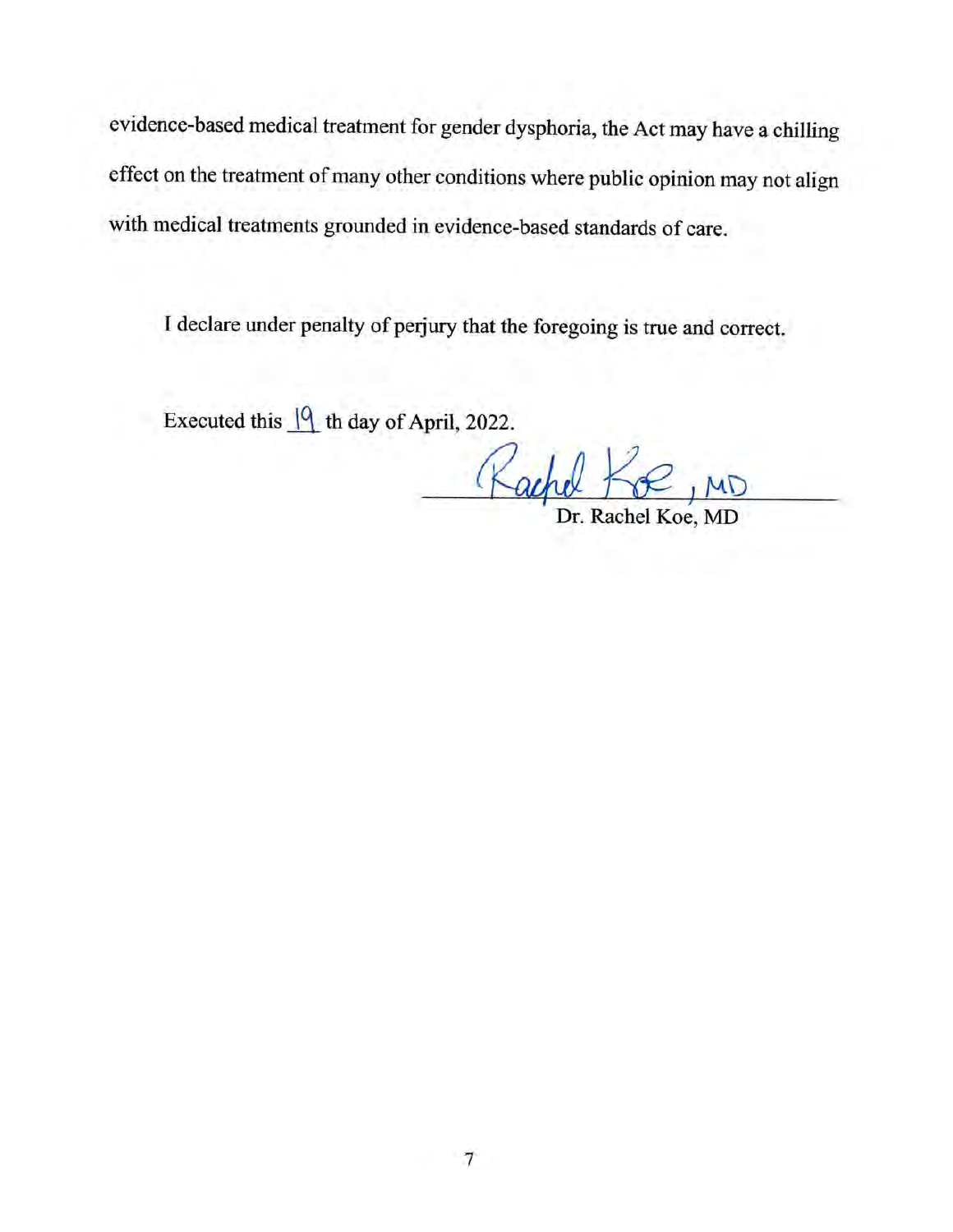evidence-based medical treatment for gender dysphoria, the Act may have a chilling effect on the treatment of many other conditions where public opinion may not align with medical treatments grounded in evidence-based standards of care.

I declare under penalty of perjury that the foregoing is true and correct.

Executed this 19 th day of April, 2022.

Rachel Koe, MD

Dr. Rachel Koe, MD